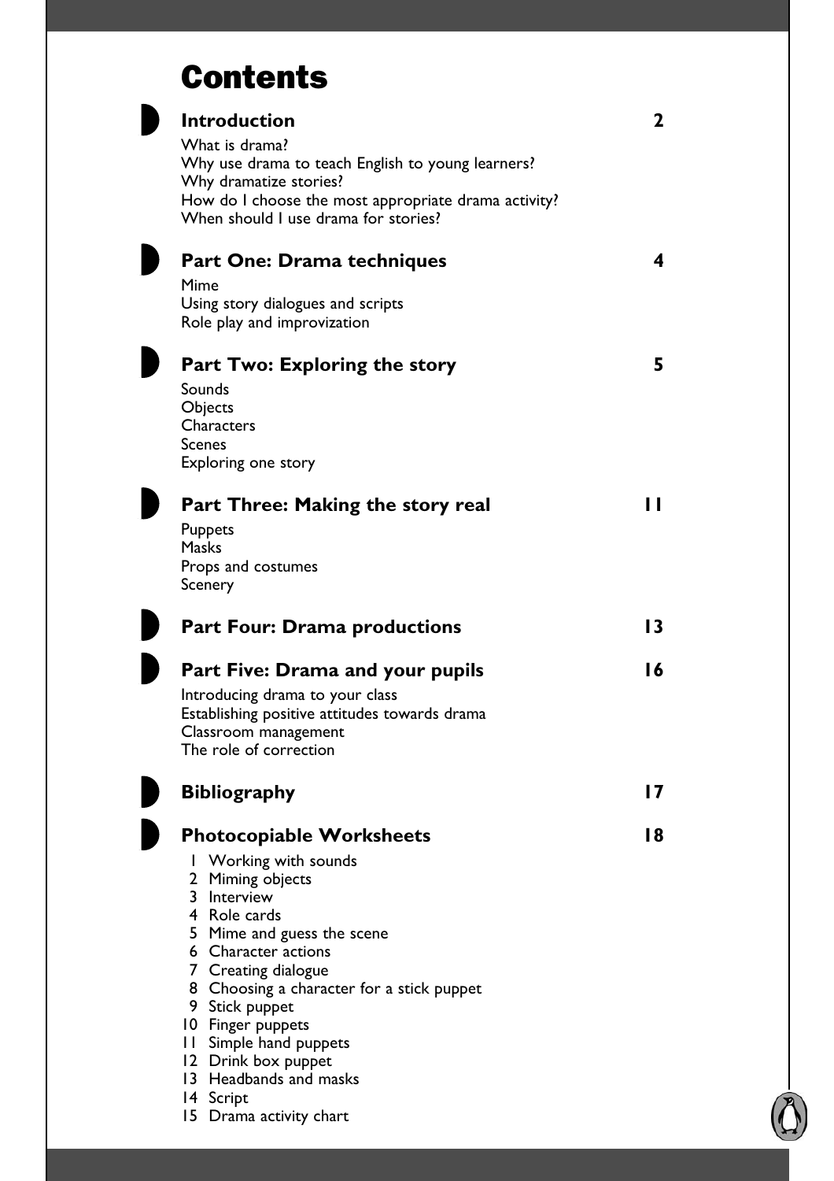# Contents

## Introduction — 2

What is drama?
Why use drama to teach English to young learners?
Why dramatize stories?
How do I choose the most appropriate drama activity?
When should I use drama for stories?

## Part One: Drama techniques — 4

Mime
Using story dialogues and scripts
Role play and improvization

## Part Two: Exploring the story — 5

Sounds
Objects
Characters
Scenes
Exploring one story

## Part Three: Making the story real — 11

Puppets
Masks
Props and costumes
Scenery

## Part Four: Drama productions — 13

## Part Five: Drama and your pupils — 16

Introducing drama to your class
Establishing positive attitudes towards drama
Classroom management
The role of correction

## Bibliography — 17

## Photocopiable Worksheets — 18

1. Working with sounds
2. Miming objects
3. Interview
4. Role cards
5. Mime and guess the scene
6. Character actions
7. Creating dialogue
8. Choosing a character for a stick puppet
9. Stick puppet
10. Finger puppets
11. Simple hand puppets
12. Drink box puppet
13. Headbands and masks
14. Script
15. Drama activity chart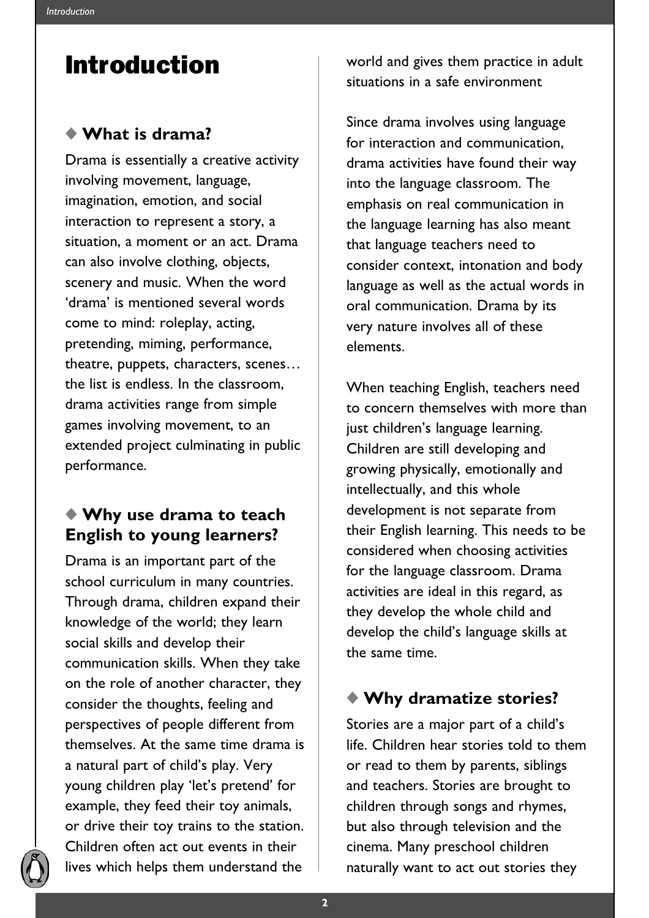# Introduction

## ◆ What is drama?

Drama is essentially a creative activity involving movement, language, imagination, emotion, and social interaction to represent a story, a situation, a moment or an act. Drama can also involve clothing, objects, scenery and music. When the word 'drama' is mentioned several words come to mind: roleplay, acting, pretending, miming, performance, theatre, puppets, characters, scenes… the list is endless. In the classroom, drama activities range from simple games involving movement, to an extended project culminating in public performance.

## ◆ Why use drama to teach English to young learners?

Drama is an important part of the school curriculum in many countries. Through drama, children expand their knowledge of the world; they learn social skills and develop their communication skills. When they take on the role of another character, they consider the thoughts, feeling and perspectives of people different from themselves. At the same time drama is a natural part of child's play. Very young children play 'let's pretend' for example, they feed their toy animals, or drive their toy trains to the station. Children often act out events in their lives which helps them understand the world and gives them practice in adult situations in a safe environment

Since drama involves using language for interaction and communication, drama activities have found their way into the language classroom. The emphasis on real communication in the language learning has also meant that language teachers need to consider context, intonation and body language as well as the actual words in oral communication. Drama by its very nature involves all of these elements.

When teaching English, teachers need to concern themselves with more than just children's language learning. Children are still developing and growing physically, emotionally and intellectually, and this whole development is not separate from their English learning. This needs to be considered when choosing activities for the language classroom. Drama activities are ideal in this regard, as they develop the whole child and develop the child's language skills at the same time.

## ◆ Why dramatize stories?

Stories are a major part of a child's life. Children hear stories told to them or read to them by parents, siblings and teachers. Stories are brought to children through songs and rhymes, but also through television and the cinema. Many preschool children naturally want to act out stories they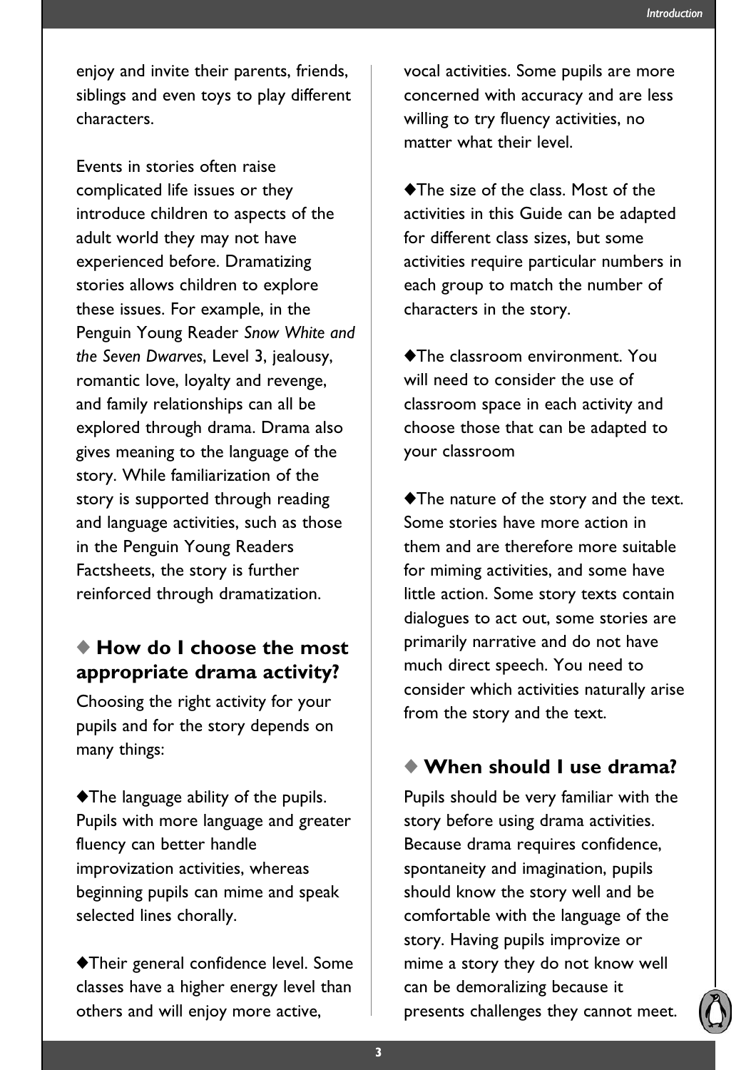enjoy and invite their parents, friends, siblings and even toys to play different characters.

Events in stories often raise complicated life issues or they introduce children to aspects of the adult world they may not have experienced before. Dramatizing stories allows children to explore these issues. For example, in the Penguin Young Reader *Snow White and the Seven Dwarves*, Level 3, jealousy, romantic love, loyalty and revenge, and family relationships can all be explored through drama. Drama also gives meaning to the language of the story. While familiarization of the story is supported through reading and language activities, such as those in the Penguin Young Readers Factsheets, the story is further reinforced through dramatization.

## ◆ How do I choose the most appropriate drama activity?

Choosing the right activity for your pupils and for the story depends on many things:

◆The language ability of the pupils. Pupils with more language and greater fluency can better handle improvization activities, whereas beginning pupils can mime and speak selected lines chorally.

◆Their general confidence level. Some classes have a higher energy level than others and will enjoy more active, vocal activities. Some pupils are more concerned with accuracy and are less willing to try fluency activities, no matter what their level.

◆The size of the class. Most of the activities in this Guide can be adapted for different class sizes, but some activities require particular numbers in each group to match the number of characters in the story.

◆The classroom environment. You will need to consider the use of classroom space in each activity and choose those that can be adapted to your classroom

◆The nature of the story and the text. Some stories have more action in them and are therefore more suitable for miming activities, and some have little action. Some story texts contain dialogues to act out, some stories are primarily narrative and do not have much direct speech. You need to consider which activities naturally arise from the story and the text.

## ◆ When should I use drama?

Pupils should be very familiar with the story before using drama activities. Because drama requires confidence, spontaneity and imagination, pupils should know the story well and be comfortable with the language of the story. Having pupils improvize or mime a story they do not know well can be demoralizing because it presents challenges they cannot meet.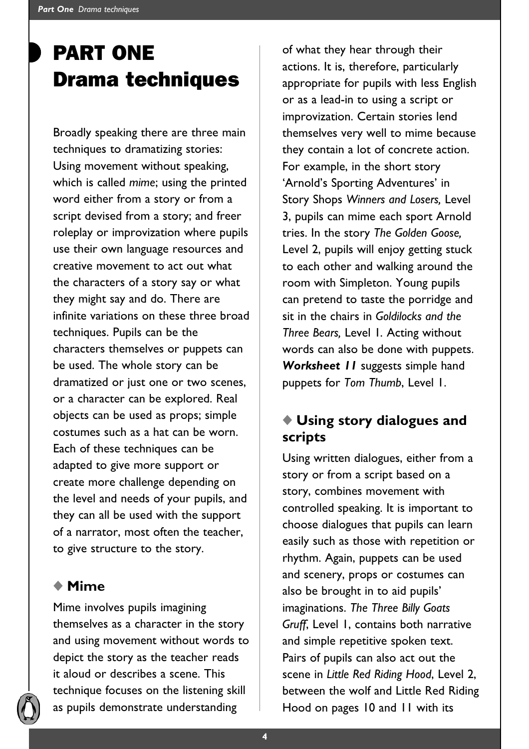# PART ONE Drama techniques

Broadly speaking there are three main techniques to dramatizing stories: Using movement without speaking, which is called *mime*; using the printed word either from a story or from a script devised from a story; and freer roleplay or improvization where pupils use their own language resources and creative movement to act out what the characters of a story say or what they might say and do. There are infinite variations on these three broad techniques. Pupils can be the characters themselves or puppets can be used. The whole story can be dramatized or just one or two scenes, or a character can be explored. Real objects can be used as props; simple costumes such as a hat can be worn. Each of these techniques can be adapted to give more support or create more challenge depending on the level and needs of your pupils, and they can all be used with the support of a narrator, most often the teacher, to give structure to the story.

## ◆ Mime

Mime involves pupils imagining themselves as a character in the story and using movement without words to depict the story as the teacher reads it aloud or describes a scene. This technique focuses on the listening skill as pupils demonstrate understanding of what they hear through their actions. It is, therefore, particularly appropriate for pupils with less English or as a lead-in to using a script or improvization. Certain stories lend themselves very well to mime because they contain a lot of concrete action. For example, in the short story 'Arnold's Sporting Adventures' in Story Shops *Winners and Losers,* Level 3, pupils can mime each sport Arnold tries. In the story *The Golden Goose,* Level 2, pupils will enjoy getting stuck to each other and walking around the room with Simpleton. Young pupils can pretend to taste the porridge and sit in the chairs in *Goldilocks and the Three Bears,* Level 1. Acting without words can also be done with puppets. ***Worksheet 11*** suggests simple hand puppets for *Tom Thumb*, Level 1.

## ◆ Using story dialogues and scripts

Using written dialogues, either from a story or from a script based on a story, combines movement with controlled speaking. It is important to choose dialogues that pupils can learn easily such as those with repetition or rhythm. Again, puppets can be used and scenery, props or costumes can also be brought in to aid pupils' imaginations. *The Three Billy Goats Gruff*, Level 1, contains both narrative and simple repetitive spoken text. Pairs of pupils can also act out the scene in *Little Red Riding Hood*, Level 2, between the wolf and Little Red Riding Hood on pages 10 and 11 with its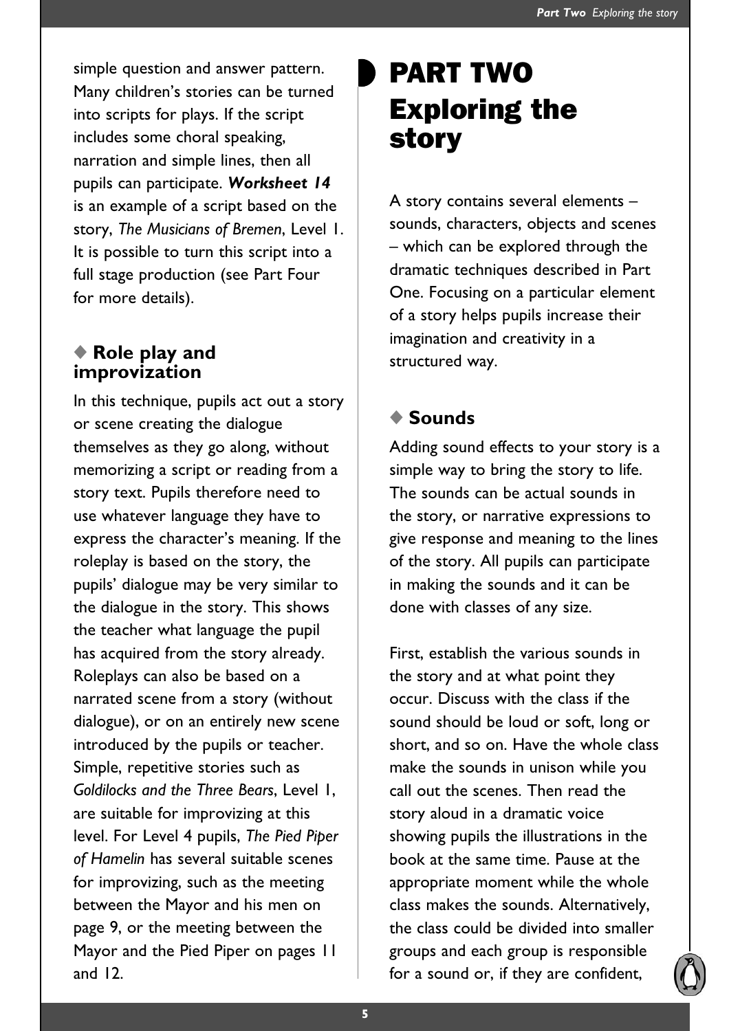simple question and answer pattern. Many children's stories can be turned into scripts for plays. If the script includes some choral speaking, narration and simple lines, then all pupils can participate. ***Worksheet 14*** is an example of a script based on the story, *The Musicians of Bremen*, Level 1. It is possible to turn this script into a full stage production (see Part Four for more details).

### ◆ Role play and improvization

In this technique, pupils act out a story or scene creating the dialogue themselves as they go along, without memorizing a script or reading from a story text. Pupils therefore need to use whatever language they have to express the character's meaning. If the roleplay is based on the story, the pupils' dialogue may be very similar to the dialogue in the story. This shows the teacher what language the pupil has acquired from the story already. Roleplays can also be based on a narrated scene from a story (without dialogue), or on an entirely new scene introduced by the pupils or teacher. Simple, repetitive stories such as *Goldilocks and the Three Bears*, Level 1, are suitable for improvizing at this level. For Level 4 pupils, *The Pied Piper of Hamelin* has several suitable scenes for improvizing, such as the meeting between the Mayor and his men on page 9, or the meeting between the Mayor and the Pied Piper on pages 11 and 12.

# PART TWO Exploring the story

A story contains several elements – sounds, characters, objects and scenes – which can be explored through the dramatic techniques described in Part One. Focusing on a particular element of a story helps pupils increase their imagination and creativity in a structured way.

### ◆ Sounds

Adding sound effects to your story is a simple way to bring the story to life. The sounds can be actual sounds in the story, or narrative expressions to give response and meaning to the lines of the story. All pupils can participate in making the sounds and it can be done with classes of any size.

First, establish the various sounds in the story and at what point they occur. Discuss with the class if the sound should be loud or soft, long or short, and so on. Have the whole class make the sounds in unison while you call out the scenes. Then read the story aloud in a dramatic voice showing pupils the illustrations in the book at the same time. Pause at the appropriate moment while the whole class makes the sounds. Alternatively, the class could be divided into smaller groups and each group is responsible for a sound or, if they are confident,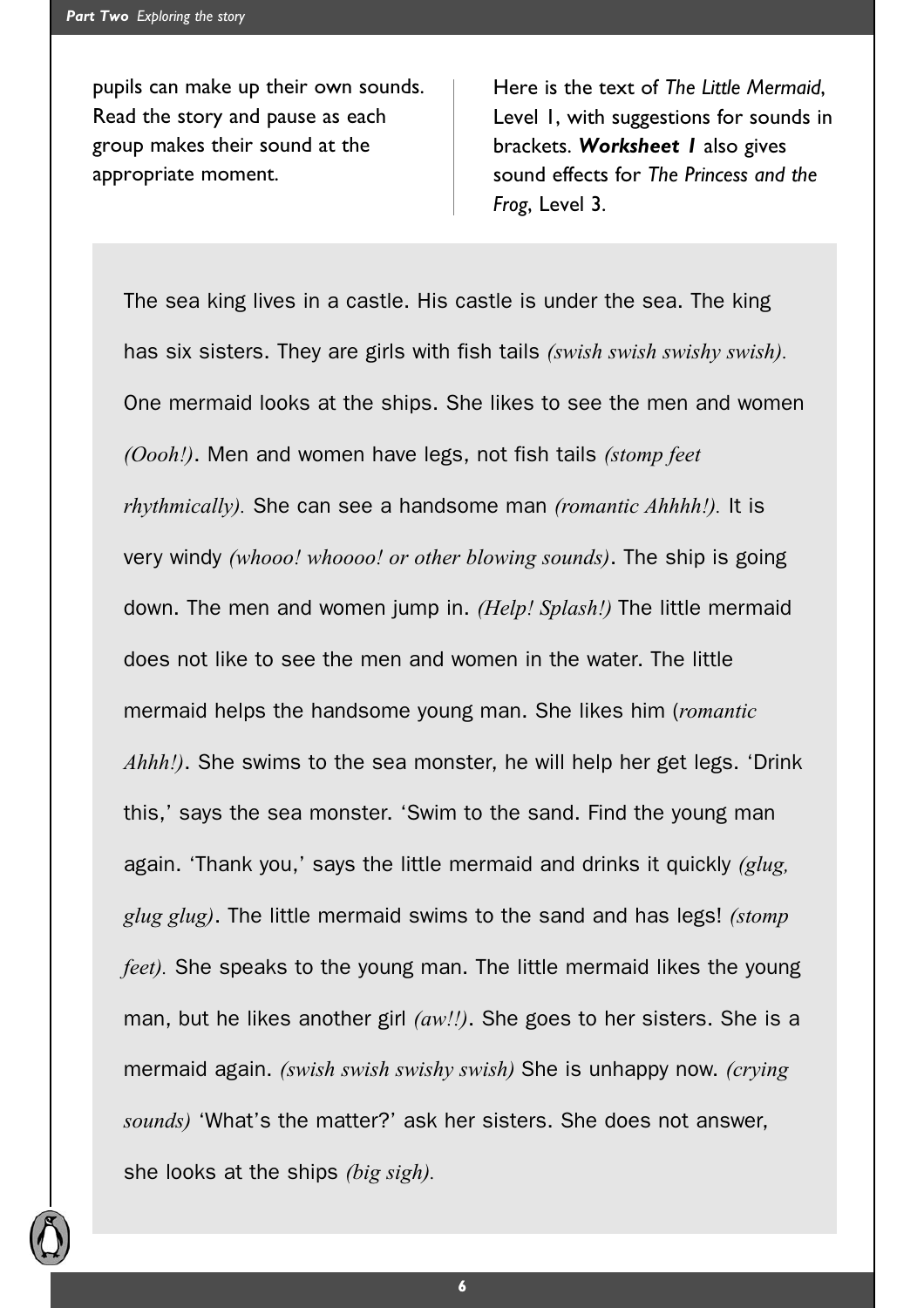pupils can make up their own sounds. Read the story and pause as each group makes their sound at the appropriate moment.

Here is the text of *The Little Mermaid*, Level 1, with suggestions for sounds in brackets. ***Worksheet 1*** also gives sound effects for *The Princess and the Frog*, Level 3.

The sea king lives in a castle. His castle is under the sea. The king has six sisters. They are girls with fish tails *(swish swish swishy swish).* One mermaid looks at the ships. She likes to see the men and women *(Oooh!)*. Men and women have legs, not fish tails *(stomp feet rhythmically).* She can see a handsome man *(romantic Ahhhh!).* It is very windy *(whooo! whoooo! or other blowing sounds)*. The ship is going down. The men and women jump in. *(Help! Splash!)* The little mermaid does not like to see the men and women in the water. The little mermaid helps the handsome young man. She likes him (*romantic Ahhh!)*. She swims to the sea monster, he will help her get legs. 'Drink this,' says the sea monster. 'Swim to the sand. Find the young man again. 'Thank you,' says the little mermaid and drinks it quickly *(glug, glug glug)*. The little mermaid swims to the sand and has legs! *(stomp feet).* She speaks to the young man. The little mermaid likes the young man, but he likes another girl *(aw!!)*. She goes to her sisters. She is a mermaid again. *(swish swish swishy swish)* She is unhappy now. *(crying sounds)* 'What's the matter?' ask her sisters. She does not answer, she looks at the ships *(big sigh).*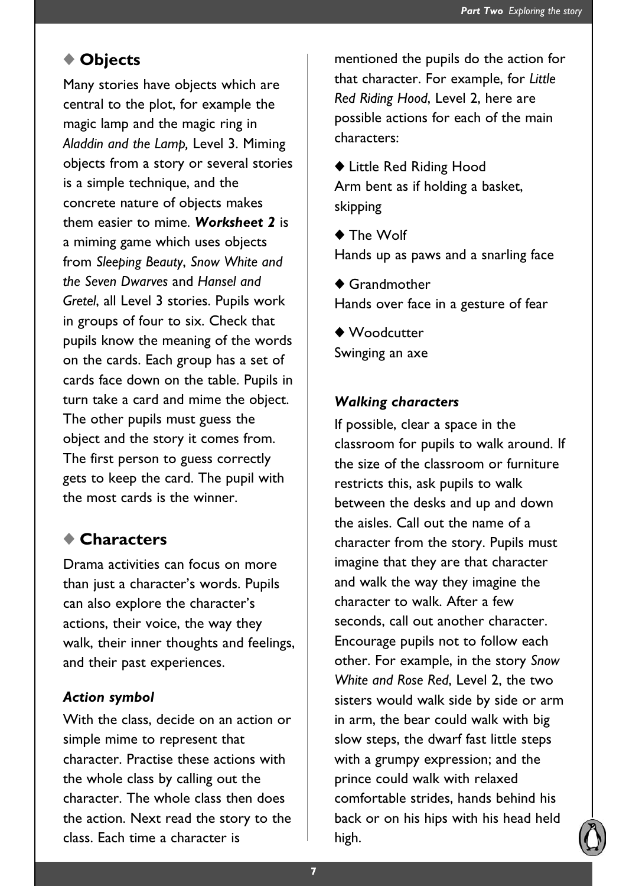## ◆ Objects

Many stories have objects which are central to the plot, for example the magic lamp and the magic ring in *Aladdin and the Lamp,* Level 3. Miming objects from a story or several stories is a simple technique, and the concrete nature of objects makes them easier to mime. ***Worksheet 2*** is a miming game which uses objects from *Sleeping Beauty*, *Snow White and the Seven Dwarves* and *Hansel and Gretel*, all Level 3 stories. Pupils work in groups of four to six. Check that pupils know the meaning of the words on the cards. Each group has a set of cards face down on the table. Pupils in turn take a card and mime the object. The other pupils must guess the object and the story it comes from. The first person to guess correctly gets to keep the card. The pupil with the most cards is the winner.

## ◆ Characters

Drama activities can focus on more than just a character's words. Pupils can also explore the character's actions, their voice, the way they walk, their inner thoughts and feelings, and their past experiences.

### *Action symbol*

With the class, decide on an action or simple mime to represent that character. Practise these actions with the whole class by calling out the character. The whole class then does the action. Next read the story to the class. Each time a character is mentioned the pupils do the action for that character. For example, for *Little Red Riding Hood*, Level 2, here are possible actions for each of the main characters:

◆ Little Red Riding Hood
Arm bent as if holding a basket, skipping

◆ The Wolf
Hands up as paws and a snarling face

◆ Grandmother
Hands over face in a gesture of fear

◆ Woodcutter
Swinging an axe

### *Walking characters*

If possible, clear a space in the classroom for pupils to walk around. If the size of the classroom or furniture restricts this, ask pupils to walk between the desks and up and down the aisles. Call out the name of a character from the story. Pupils must imagine that they are that character and walk the way they imagine the character to walk. After a few seconds, call out another character. Encourage pupils not to follow each other. For example, in the story *Snow White and Rose Red*, Level 2, the two sisters would walk side by side or arm in arm, the bear could walk with big slow steps, the dwarf fast little steps with a grumpy expression; and the prince could walk with relaxed comfortable strides, hands behind his back or on his hips with his head held high.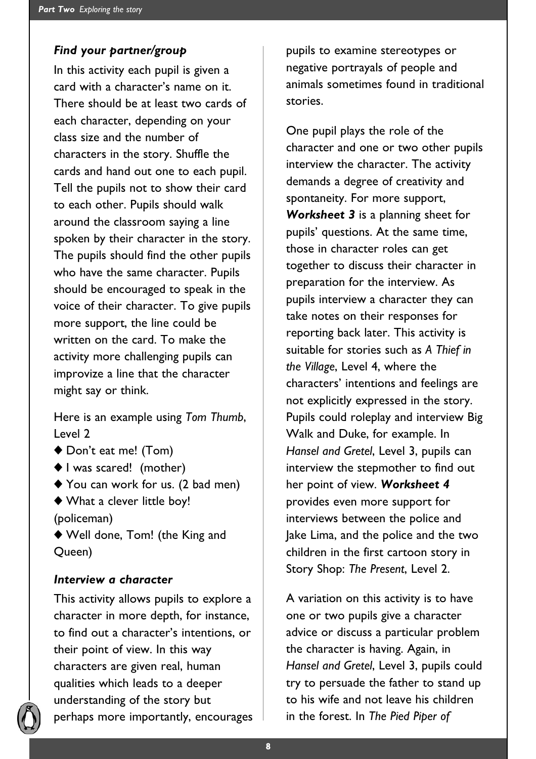### *Find your partner/group*

In this activity each pupil is given a card with a character's name on it. There should be at least two cards of each character, depending on your class size and the number of characters in the story. Shuffle the cards and hand out one to each pupil. Tell the pupils not to show their card to each other. Pupils should walk around the classroom saying a line spoken by their character in the story. The pupils should find the other pupils who have the same character. Pupils should be encouraged to speak in the voice of their character. To give pupils more support, the line could be written on the card. To make the activity more challenging pupils can improvize a line that the character might say or think.

Here is an example using *Tom Thumb*, Level 2

- ◆ Don't eat me! (Tom)
- ◆ I was scared! (mother)
- ◆ You can work for us. (2 bad men)
- ◆ What a clever little boy! (policeman)
- ◆ Well done, Tom! (the King and Queen)

### *Interview a character*

This activity allows pupils to explore a character in more depth, for instance, to find out a character's intentions, or their point of view. In this way characters are given real, human qualities which leads to a deeper understanding of the story but perhaps more importantly, encourages pupils to examine stereotypes or negative portrayals of people and animals sometimes found in traditional stories.

One pupil plays the role of the character and one or two other pupils interview the character. The activity demands a degree of creativity and spontaneity. For more support, ***Worksheet 3*** is a planning sheet for pupils' questions. At the same time, those in character roles can get together to discuss their character in preparation for the interview. As pupils interview a character they can take notes on their responses for reporting back later. This activity is suitable for stories such as *A Thief in the Village*, Level 4, where the characters' intentions and feelings are not explicitly expressed in the story. Pupils could roleplay and interview Big Walk and Duke, for example. In *Hansel and Gretel*, Level 3, pupils can interview the stepmother to find out her point of view. ***Worksheet 4*** provides even more support for interviews between the police and Jake Lima, and the police and the two children in the first cartoon story in Story Shop: *The Present*, Level 2.

A variation on this activity is to have one or two pupils give a character advice or discuss a particular problem the character is having. Again, in *Hansel and Gretel*, Level 3, pupils could try to persuade the father to stand up to his wife and not leave his children in the forest. In *The Pied Piper of*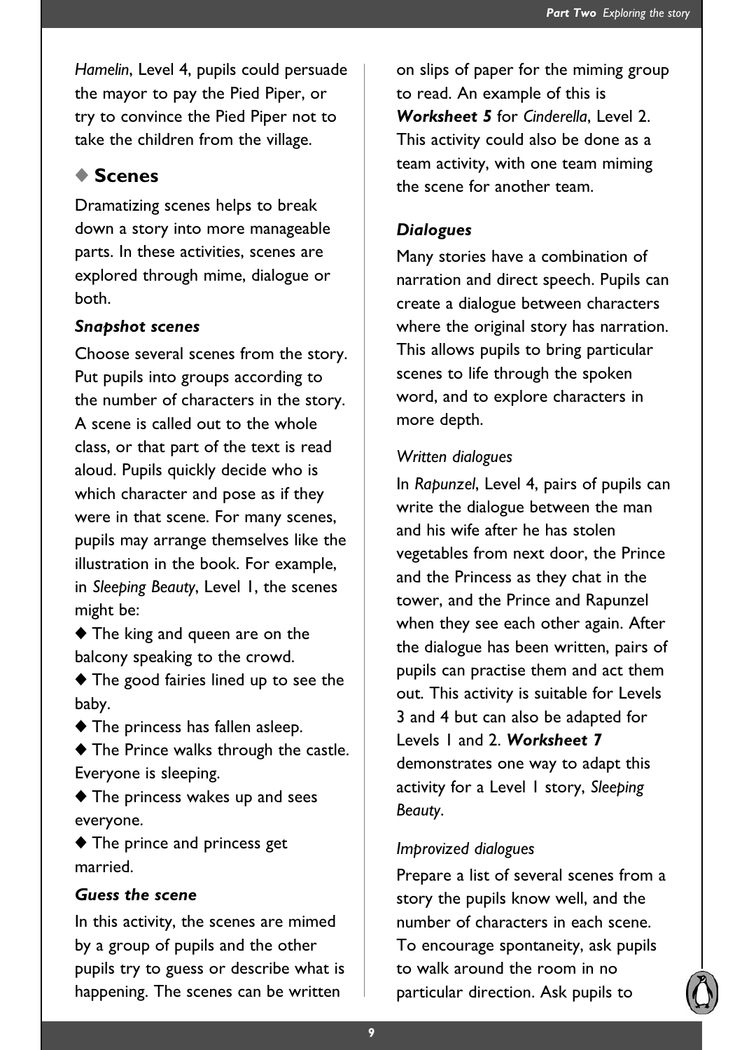*Hamelin*, Level 4, pupils could persuade the mayor to pay the Pied Piper, or try to convince the Pied Piper not to take the children from the village.

## ◆ Scenes

Dramatizing scenes helps to break down a story into more manageable parts. In these activities, scenes are explored through mime, dialogue or both.

### *Snapshot scenes*

Choose several scenes from the story. Put pupils into groups according to the number of characters in the story. A scene is called out to the whole class, or that part of the text is read aloud. Pupils quickly decide who is which character and pose as if they were in that scene. For many scenes, pupils may arrange themselves like the illustration in the book. For example, in *Sleeping Beauty*, Level 1, the scenes might be:

- ◆ The king and queen are on the balcony speaking to the crowd.
- ◆ The good fairies lined up to see the baby.
- ◆ The princess has fallen asleep.
- ◆ The Prince walks through the castle. Everyone is sleeping.
- ◆ The princess wakes up and sees everyone.
- ◆ The prince and princess get married.

### *Guess the scene*

In this activity, the scenes are mimed by a group of pupils and the other pupils try to guess or describe what is happening. The scenes can be written on slips of paper for the miming group to read. An example of this is ***Worksheet 5*** for *Cinderella*, Level 2. This activity could also be done as a team activity, with one team miming the scene for another team.

### *Dialogues*

Many stories have a combination of narration and direct speech. Pupils can create a dialogue between characters where the original story has narration. This allows pupils to bring particular scenes to life through the spoken word, and to explore characters in more depth.

#### *Written dialogues*

In *Rapunzel*, Level 4, pairs of pupils can write the dialogue between the man and his wife after he has stolen vegetables from next door, the Prince and the Princess as they chat in the tower, and the Prince and Rapunzel when they see each other again. After the dialogue has been written, pairs of pupils can practise them and act them out. This activity is suitable for Levels 3 and 4 but can also be adapted for Levels 1 and 2. ***Worksheet 7*** demonstrates one way to adapt this activity for a Level 1 story, *Sleeping Beauty*.

#### *Improvized dialogues*

Prepare a list of several scenes from a story the pupils know well, and the number of characters in each scene. To encourage spontaneity, ask pupils to walk around the room in no particular direction. Ask pupils to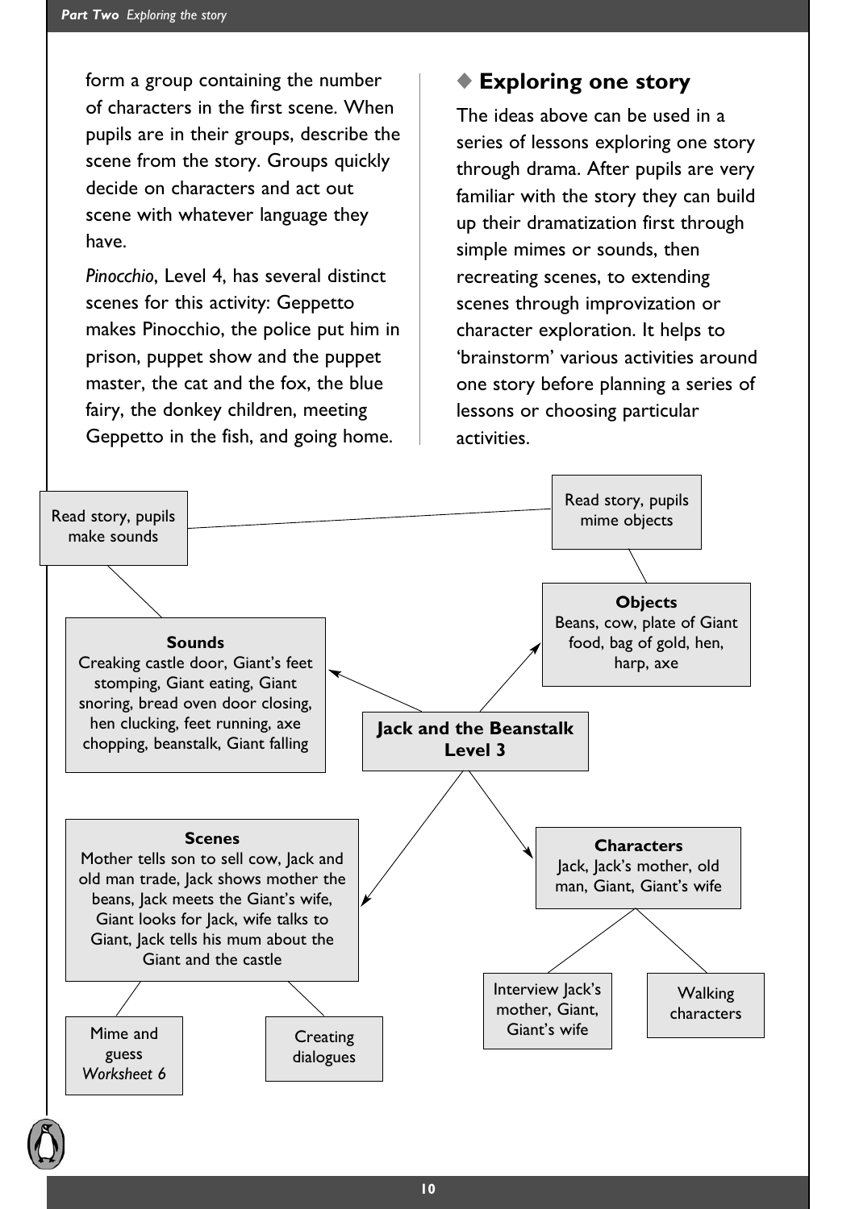form a group containing the number of characters in the first scene. When pupils are in their groups, describe the scene from the story. Groups quickly decide on characters and act out scene with whatever language they have.

*Pinocchio*, Level 4, has several distinct scenes for this activity: Geppetto makes Pinocchio, the police put him in prison, puppet show and the puppet master, the cat and the fox, the blue fairy, the donkey children, meeting Geppetto in the fish, and going home.

## ◆ Exploring one story

The ideas above can be used in a series of lessons exploring one story through drama. After pupils are very familiar with the story they can build up their dramatization first through simple mimes or sounds, then recreating scenes, to extending scenes through improvization or character exploration. It helps to 'brainstorm' various activities around one story before planning a series of lessons or choosing particular activities.

**Jack and the Beanstalk Level 3**

- **Sounds**
  Creaking castle door, Giant's feet stomping, Giant eating, Giant snoring, bread oven door closing, hen clucking, feet running, axe chopping, beanstalk, Giant falling
  - Read story, pupils make sounds
- **Objects**
  Beans, cow, plate of Giant food, bag of gold, hen, harp, axe
  - Read story, pupils mime objects
- **Scenes**
  Mother tells son to sell cow, Jack and old man trade, Jack shows mother the beans, Jack meets the Giant's wife, Giant looks for Jack, wife talks to Giant, Jack tells his mum about the Giant and the castle
  - Mime and guess *Worksheet 6*
  - Creating dialogues
- **Characters**
  Jack, Jack's mother, old man, Giant, Giant's wife
  - Interview Jack's mother, Giant, Giant's wife
  - Walking characters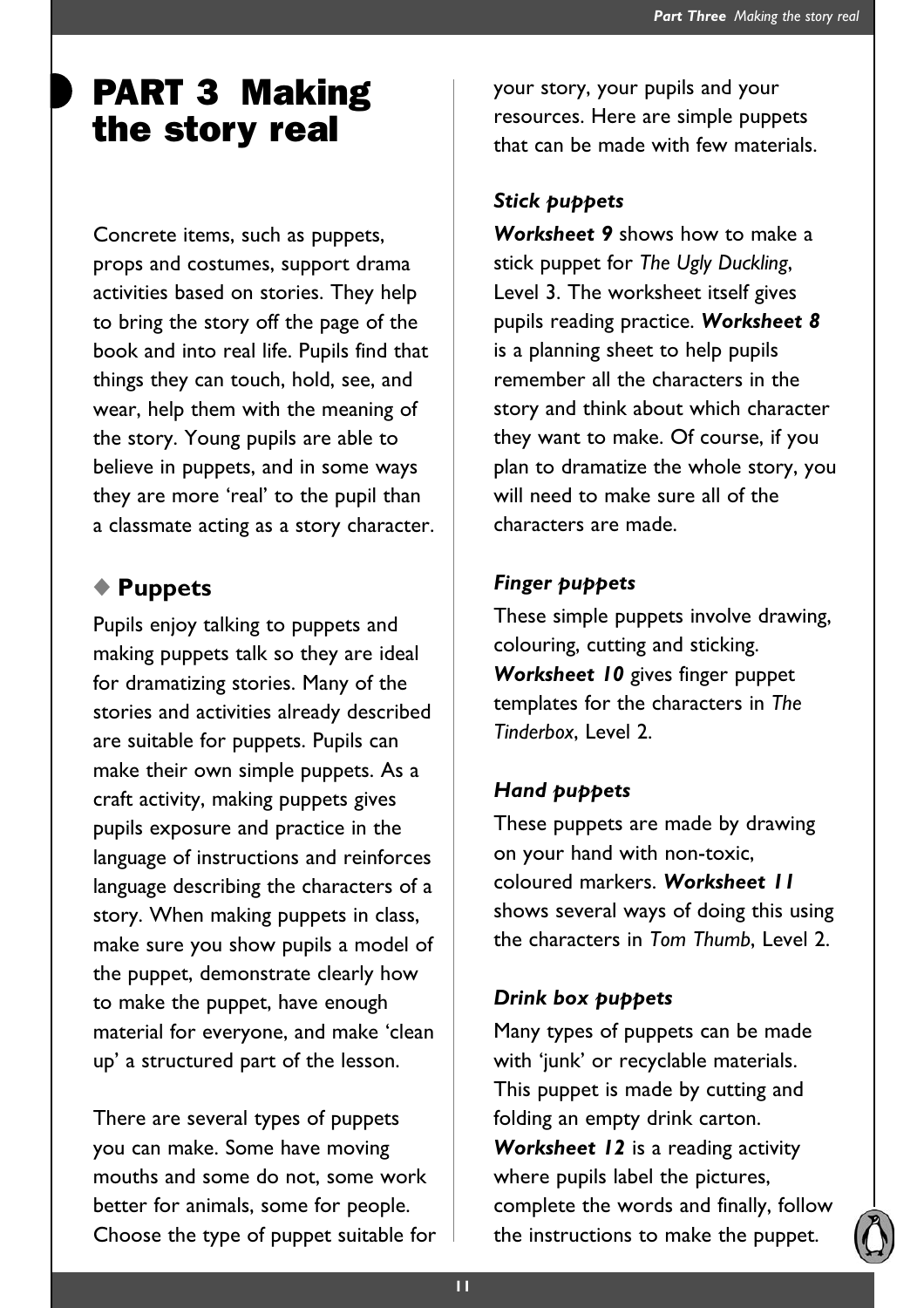# PART 3 Making the story real

Concrete items, such as puppets, props and costumes, support drama activities based on stories. They help to bring the story off the page of the book and into real life. Pupils find that things they can touch, hold, see, and wear, help them with the meaning of the story. Young pupils are able to believe in puppets, and in some ways they are more 'real' to the pupil than a classmate acting as a story character.

## ◆ Puppets

Pupils enjoy talking to puppets and making puppets talk so they are ideal for dramatizing stories. Many of the stories and activities already described are suitable for puppets. Pupils can make their own simple puppets. As a craft activity, making puppets gives pupils exposure and practice in the language of instructions and reinforces language describing the characters of a story. When making puppets in class, make sure you show pupils a model of the puppet, demonstrate clearly how to make the puppet, have enough material for everyone, and make 'clean up' a structured part of the lesson.

There are several types of puppets you can make. Some have moving mouths and some do not, some work better for animals, some for people. Choose the type of puppet suitable for your story, your pupils and your resources. Here are simple puppets that can be made with few materials.

### *Stick puppets*

***Worksheet 9*** shows how to make a stick puppet for *The Ugly Duckling*, Level 3. The worksheet itself gives pupils reading practice. ***Worksheet 8*** is a planning sheet to help pupils remember all the characters in the story and think about which character they want to make. Of course, if you plan to dramatize the whole story, you will need to make sure all of the characters are made.

### *Finger puppets*

These simple puppets involve drawing, colouring, cutting and sticking. ***Worksheet 10*** gives finger puppet templates for the characters in *The Tinderbox*, Level 2.

### *Hand puppets*

These puppets are made by drawing on your hand with non-toxic, coloured markers. ***Worksheet 11*** shows several ways of doing this using the characters in *Tom Thumb*, Level 2.

### *Drink box puppets*

Many types of puppets can be made with 'junk' or recyclable materials. This puppet is made by cutting and folding an empty drink carton. ***Worksheet 12*** is a reading activity where pupils label the pictures, complete the words and finally, follow the instructions to make the puppet.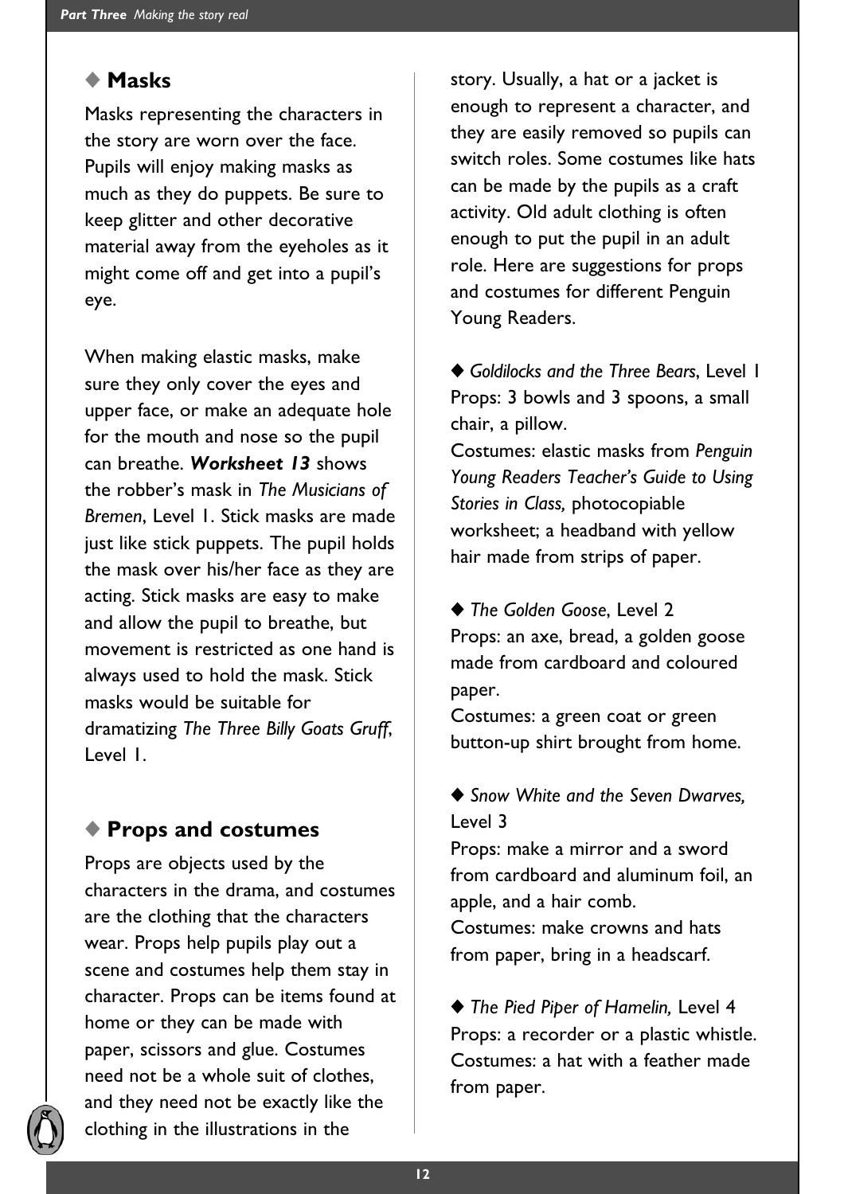## ◆ Masks

Masks representing the characters in the story are worn over the face. Pupils will enjoy making masks as much as they do puppets. Be sure to keep glitter and other decorative material away from the eyeholes as it might come off and get into a pupil's eye.

When making elastic masks, make sure they only cover the eyes and upper face, or make an adequate hole for the mouth and nose so the pupil can breathe. ***Worksheet 13*** shows the robber's mask in *The Musicians of Bremen*, Level 1. Stick masks are made just like stick puppets. The pupil holds the mask over his/her face as they are acting. Stick masks are easy to make and allow the pupil to breathe, but movement is restricted as one hand is always used to hold the mask. Stick masks would be suitable for dramatizing *The Three Billy Goats Gruff*, Level 1.

## ◆ Props and costumes

Props are objects used by the characters in the drama, and costumes are the clothing that the characters wear. Props help pupils play out a scene and costumes help them stay in character. Props can be items found at home or they can be made with paper, scissors and glue. Costumes need not be a whole suit of clothes, and they need not be exactly like the clothing in the illustrations in the story. Usually, a hat or a jacket is enough to represent a character, and they are easily removed so pupils can switch roles. Some costumes like hats can be made by the pupils as a craft activity. Old adult clothing is often enough to put the pupil in an adult role. Here are suggestions for props and costumes for different Penguin Young Readers.

◆ *Goldilocks and the Three Bears*, Level 1
Props: 3 bowls and 3 spoons, a small chair, a pillow.
Costumes: elastic masks from *Penguin Young Readers Teacher's Guide to Using Stories in Class,* photocopiable worksheet; a headband with yellow hair made from strips of paper.

◆ *The Golden Goose*, Level 2
Props: an axe, bread, a golden goose made from cardboard and coloured paper.
Costumes: a green coat or green button-up shirt brought from home.

◆ *Snow White and the Seven Dwarves,* Level 3
Props: make a mirror and a sword from cardboard and aluminum foil, an apple, and a hair comb.
Costumes: make crowns and hats from paper, bring in a headscarf.

◆ *The Pied Piper of Hamelin,* Level 4
Props: a recorder or a plastic whistle.
Costumes: a hat with a feather made from paper.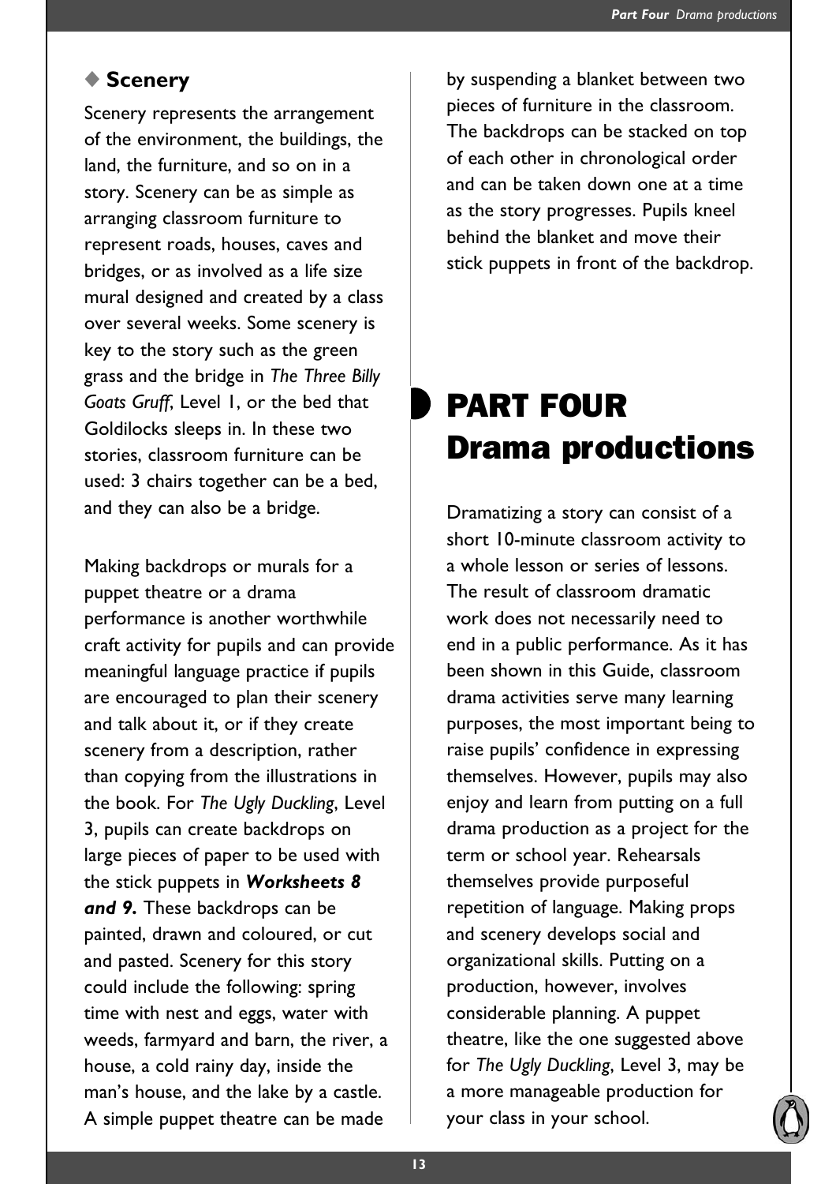### ◆ Scenery

Scenery represents the arrangement of the environment, the buildings, the land, the furniture, and so on in a story. Scenery can be as simple as arranging classroom furniture to represent roads, houses, caves and bridges, or as involved as a life size mural designed and created by a class over several weeks. Some scenery is key to the story such as the green grass and the bridge in *The Three Billy Goats Gruff*, Level 1, or the bed that Goldilocks sleeps in. In these two stories, classroom furniture can be used: 3 chairs together can be a bed, and they can also be a bridge.

Making backdrops or murals for a puppet theatre or a drama performance is another worthwhile craft activity for pupils and can provide meaningful language practice if pupils are encouraged to plan their scenery and talk about it, or if they create scenery from a description, rather than copying from the illustrations in the book. For *The Ugly Duckling*, Level 3, pupils can create backdrops on large pieces of paper to be used with the stick puppets in ***Worksheets 8 and 9.*** These backdrops can be painted, drawn and coloured, or cut and pasted. Scenery for this story could include the following: spring time with nest and eggs, water with weeds, farmyard and barn, the river, a house, a cold rainy day, inside the man's house, and the lake by a castle. A simple puppet theatre can be made by suspending a blanket between two pieces of furniture in the classroom. The backdrops can be stacked on top of each other in chronological order and can be taken down one at a time as the story progresses. Pupils kneel behind the blanket and move their stick puppets in front of the backdrop.

# PART FOUR Drama productions

Dramatizing a story can consist of a short 10-minute classroom activity to a whole lesson or series of lessons. The result of classroom dramatic work does not necessarily need to end in a public performance. As it has been shown in this Guide, classroom drama activities serve many learning purposes, the most important being to raise pupils' confidence in expressing themselves. However, pupils may also enjoy and learn from putting on a full drama production as a project for the term or school year. Rehearsals themselves provide purposeful repetition of language. Making props and scenery develops social and organizational skills. Putting on a production, however, involves considerable planning. A puppet theatre, like the one suggested above for *The Ugly Duckling*, Level 3, may be a more manageable production for your class in your school.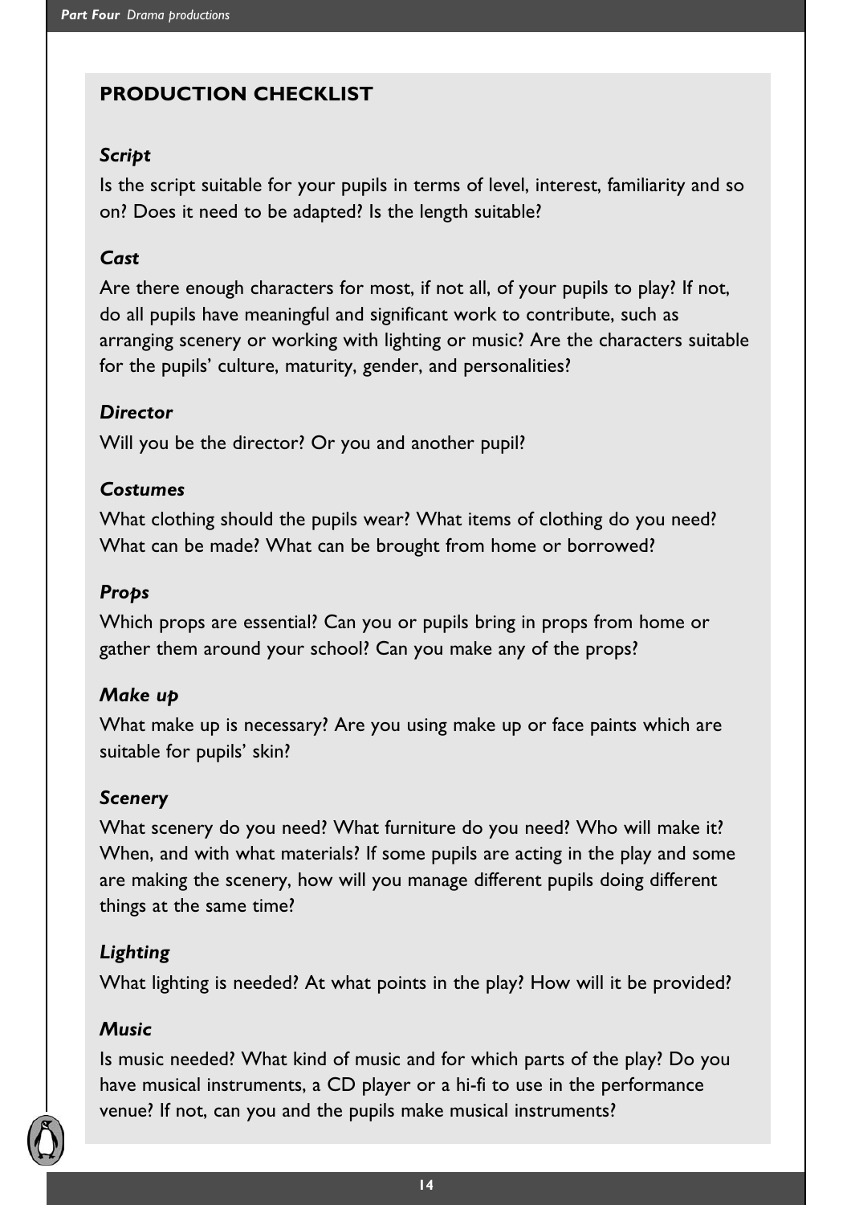## PRODUCTION CHECKLIST

### *Script*

Is the script suitable for your pupils in terms of level, interest, familiarity and so on? Does it need to be adapted? Is the length suitable?

### *Cast*

Are there enough characters for most, if not all, of your pupils to play? If not, do all pupils have meaningful and significant work to contribute, such as arranging scenery or working with lighting or music? Are the characters suitable for the pupils' culture, maturity, gender, and personalities?

### *Director*

Will you be the director? Or you and another pupil?

### *Costumes*

What clothing should the pupils wear? What items of clothing do you need? What can be made? What can be brought from home or borrowed?

### *Props*

Which props are essential? Can you or pupils bring in props from home or gather them around your school? Can you make any of the props?

### *Make up*

What make up is necessary? Are you using make up or face paints which are suitable for pupils' skin?

### *Scenery*

What scenery do you need? What furniture do you need? Who will make it? When, and with what materials? If some pupils are acting in the play and some are making the scenery, how will you manage different pupils doing different things at the same time?

### *Lighting*

What lighting is needed? At what points in the play? How will it be provided?

### *Music*

Is music needed? What kind of music and for which parts of the play? Do you have musical instruments, a CD player or a hi-fi to use in the performance venue? If not, can you and the pupils make musical instruments?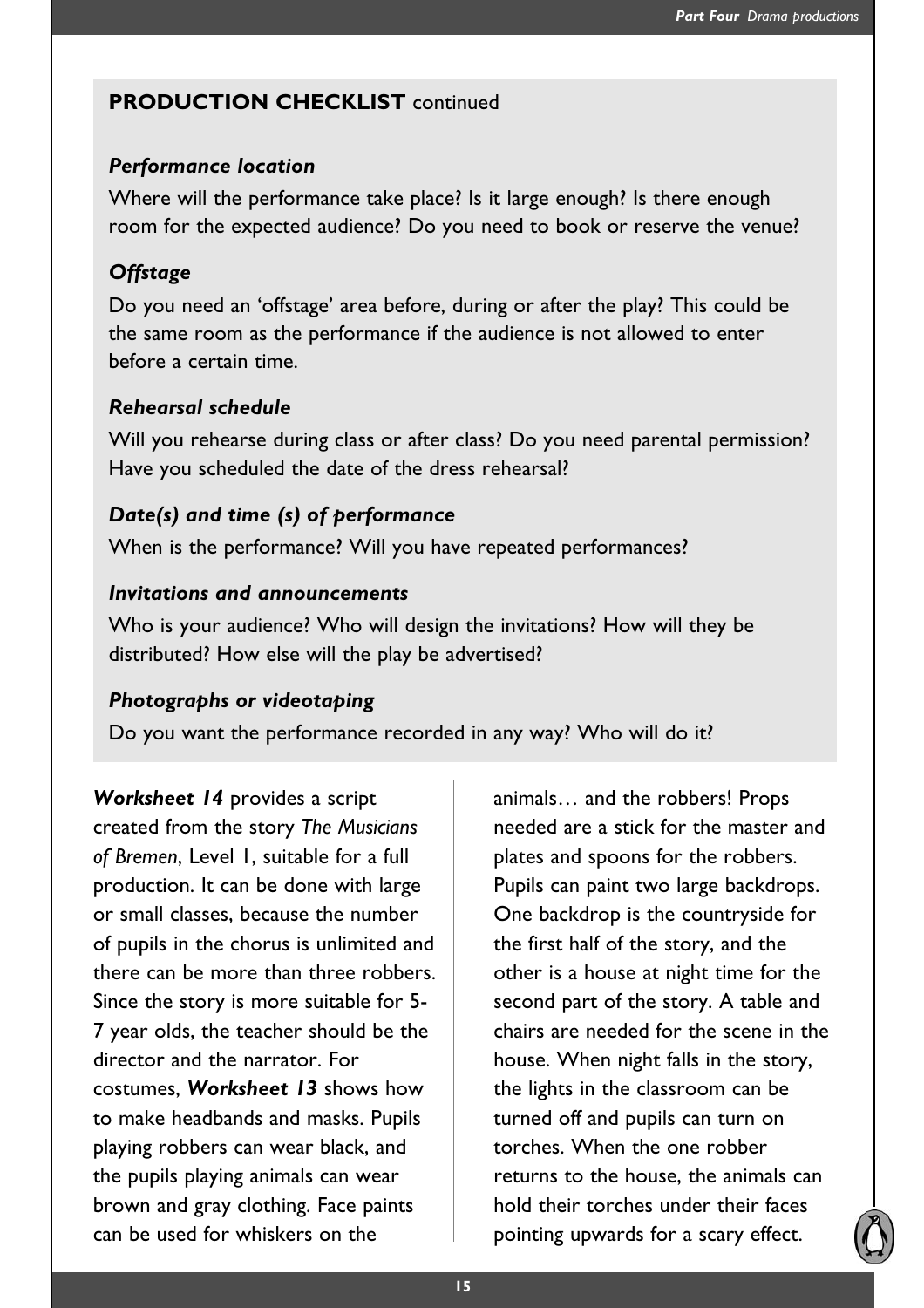## PRODUCTION CHECKLIST continued

***Performance location***

Where will the performance take place? Is it large enough? Is there enough room for the expected audience? Do you need to book or reserve the venue?

***Offstage***

Do you need an 'offstage' area before, during or after the play? This could be the same room as the performance if the audience is not allowed to enter before a certain time.

***Rehearsal schedule***

Will you rehearse during class or after class? Do you need parental permission? Have you scheduled the date of the dress rehearsal?

***Date(s) and time (s) of performance***

When is the performance? Will you have repeated performances?

***Invitations and announcements***

Who is your audience? Who will design the invitations? How will they be distributed? How else will the play be advertised?

***Photographs or videotaping***

Do you want the performance recorded in any way? Who will do it?

***Worksheet 14*** provides a script created from the story *The Musicians of Bremen*, Level 1, suitable for a full production. It can be done with large or small classes, because the number of pupils in the chorus is unlimited and there can be more than three robbers. Since the story is more suitable for 5-7 year olds, the teacher should be the director and the narrator. For costumes, ***Worksheet 13*** shows how to make headbands and masks. Pupils playing robbers can wear black, and the pupils playing animals can wear brown and gray clothing. Face paints can be used for whiskers on the animals… and the robbers! Props needed are a stick for the master and plates and spoons for the robbers. Pupils can paint two large backdrops. One backdrop is the countryside for the first half of the story, and the other is a house at night time for the second part of the story. A table and chairs are needed for the scene in the house. When night falls in the story, the lights in the classroom can be turned off and pupils can turn on torches. When the one robber returns to the house, the animals can hold their torches under their faces pointing upwards for a scary effect.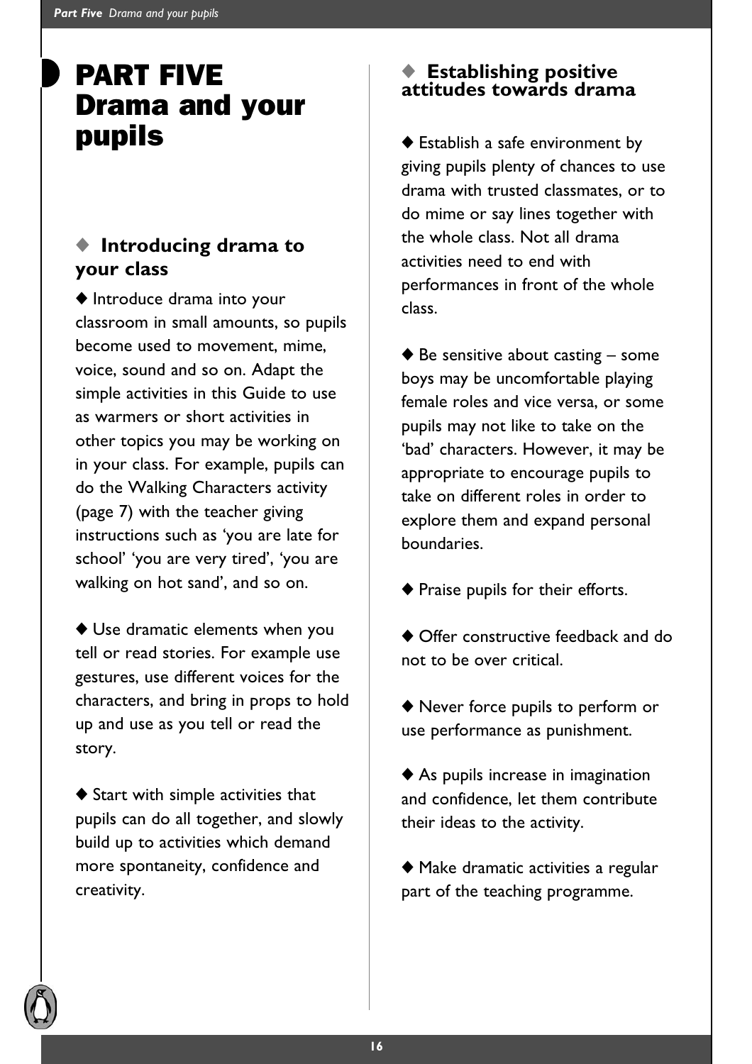# PART FIVE Drama and your pupils

## ◆ Introducing drama to your class

◆ Introduce drama into your classroom in small amounts, so pupils become used to movement, mime, voice, sound and so on. Adapt the simple activities in this Guide to use as warmers or short activities in other topics you may be working on in your class. For example, pupils can do the Walking Characters activity (page 7) with the teacher giving instructions such as 'you are late for school' 'you are very tired', 'you are walking on hot sand', and so on.

◆ Use dramatic elements when you tell or read stories. For example use gestures, use different voices for the characters, and bring in props to hold up and use as you tell or read the story.

◆ Start with simple activities that pupils can do all together, and slowly build up to activities which demand more spontaneity, confidence and creativity.

## ◆ Establishing positive attitudes towards drama

◆ Establish a safe environment by giving pupils plenty of chances to use drama with trusted classmates, or to do mime or say lines together with the whole class. Not all drama activities need to end with performances in front of the whole class.

◆ Be sensitive about casting – some boys may be uncomfortable playing female roles and vice versa, or some pupils may not like to take on the 'bad' characters. However, it may be appropriate to encourage pupils to take on different roles in order to explore them and expand personal boundaries.

◆ Praise pupils for their efforts.

◆ Offer constructive feedback and do not to be over critical.

◆ Never force pupils to perform or use performance as punishment.

◆ As pupils increase in imagination and confidence, let them contribute their ideas to the activity.

◆ Make dramatic activities a regular part of the teaching programme.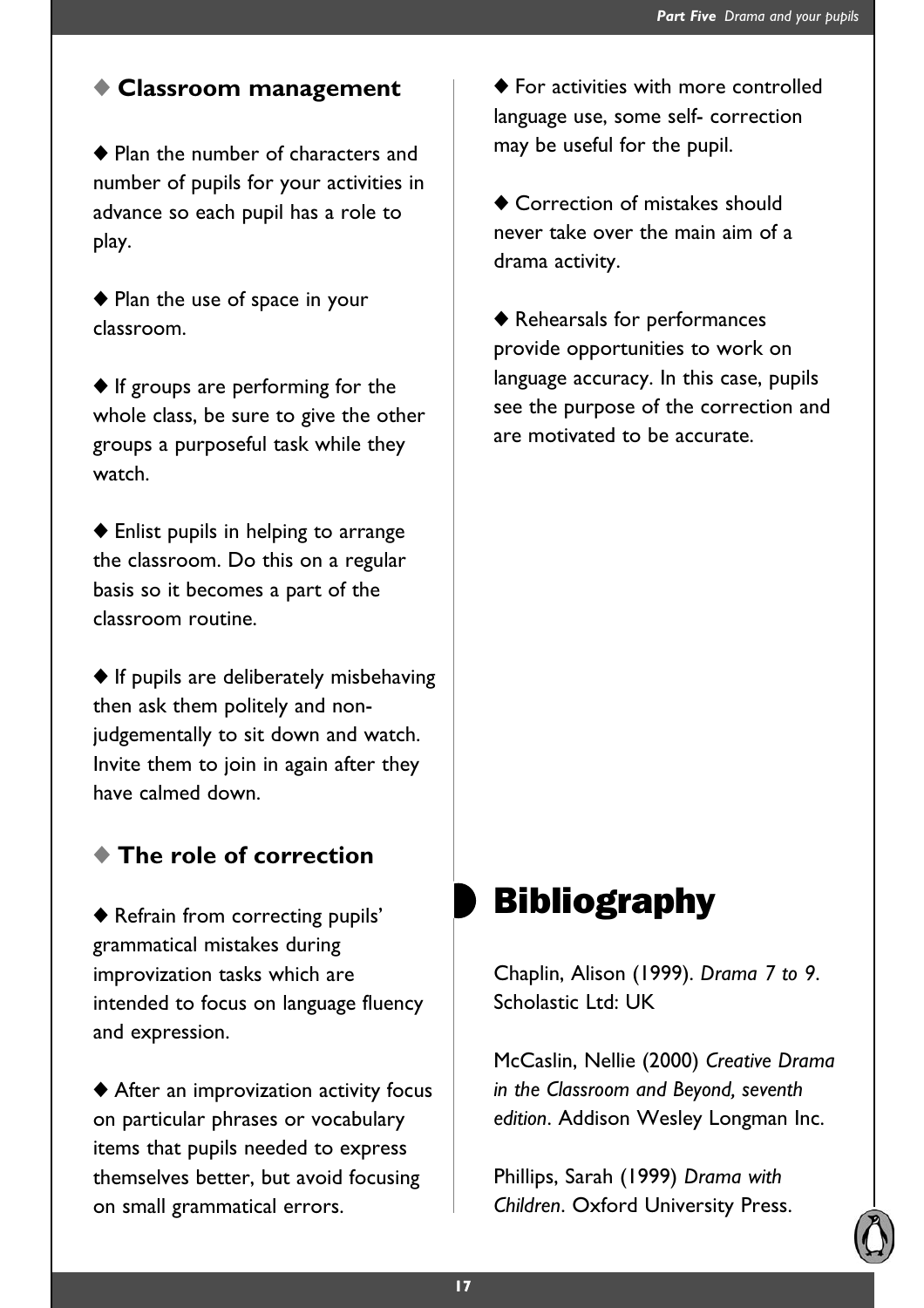### ◆ Classroom management

- ◆ Plan the number of characters and number of pupils for your activities in advance so each pupil has a role to play.
- ◆ Plan the use of space in your classroom.
- ◆ If groups are performing for the whole class, be sure to give the other groups a purposeful task while they watch.
- ◆ Enlist pupils in helping to arrange the classroom. Do this on a regular basis so it becomes a part of the classroom routine.
- ◆ If pupils are deliberately misbehaving then ask them politely and non-judgementally to sit down and watch. Invite them to join in again after they have calmed down.

### ◆ The role of correction

- ◆ Refrain from correcting pupils' grammatical mistakes during improvization tasks which are intended to focus on language fluency and expression.
- ◆ After an improvization activity focus on particular phrases or vocabulary items that pupils needed to express themselves better, but avoid focusing on small grammatical errors.
- ◆ For activities with more controlled language use, some self- correction may be useful for the pupil.
- ◆ Correction of mistakes should never take over the main aim of a drama activity.
- ◆ Rehearsals for performances provide opportunities to work on language accuracy. In this case, pupils see the purpose of the correction and are motivated to be accurate.

## Bibliography

Chaplin, Alison (1999). *Drama 7 to 9*. Scholastic Ltd: UK

McCaslin, Nellie (2000) *Creative Drama in the Classroom and Beyond, seventh edition*. Addison Wesley Longman Inc.

Phillips, Sarah (1999) *Drama with Children*. Oxford University Press.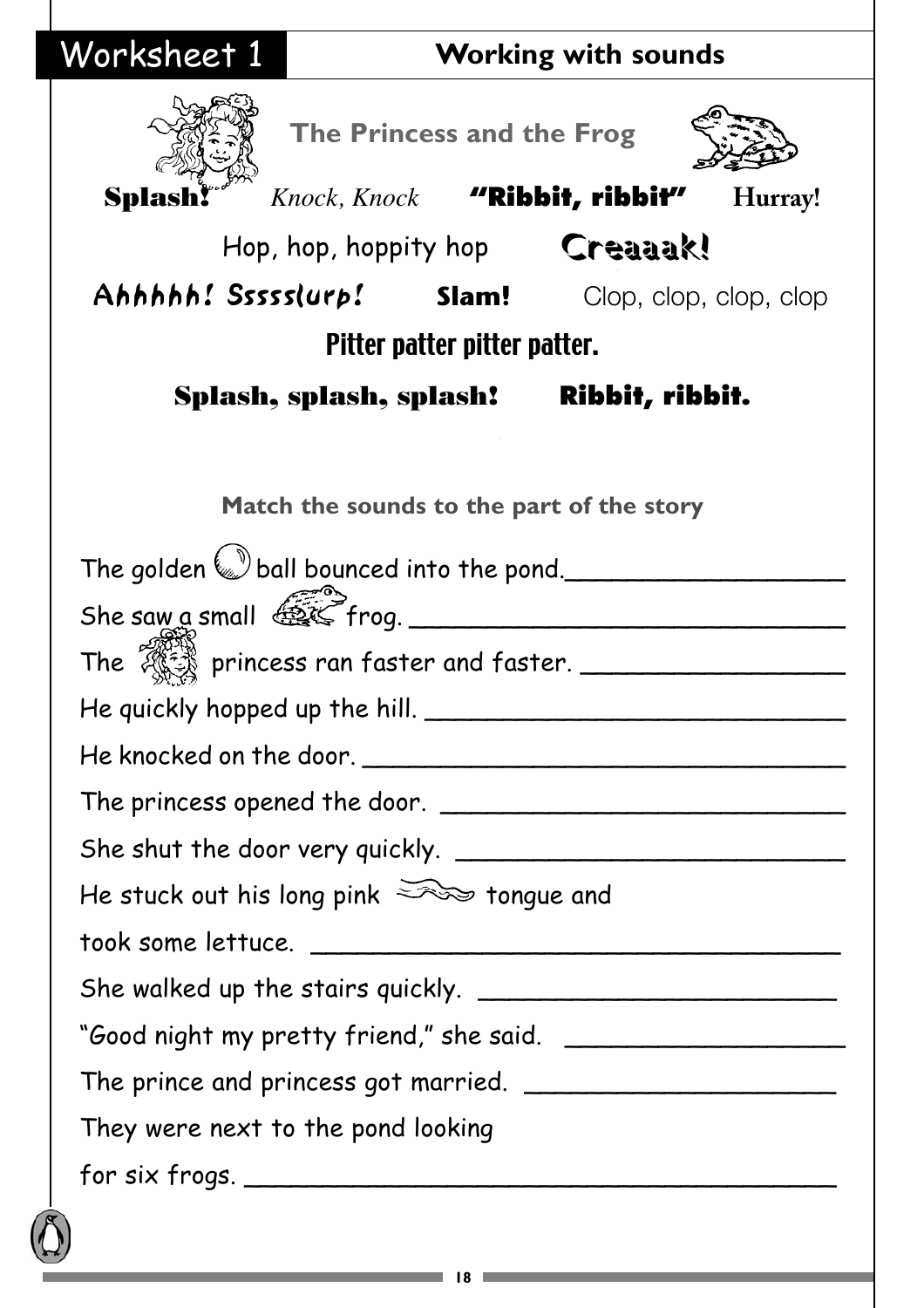# Worksheet 1 — Working with sounds

## The Princess and the Frog

**Splash!** *Knock, Knock* **"Ribbit, ribbit"** **Hurray!**

Hop, hop, hoppity hop **Creaaak!**

Ahhhhh! Sssss lurp! **Slam!** Clop, clop, clop, clop

**Pitter patter pitter patter.**

**Splash, splash, splash!** **Ribbit, ribbit.**

### Match the sounds to the part of the story

The golden ball bounced into the pond. ____________________

She saw a small frog. ____________________

The princess ran faster and faster. ____________________

He quickly hopped up the hill. ____________________

He knocked on the door. ____________________

The princess opened the door. ____________________

She shut the door very quickly. ____________________

He stuck out his long pink tongue and took some lettuce. ____________________

She walked up the stairs quickly. ____________________

"Good night my pretty friend," she said. ____________________

The prince and princess got married. ____________________

They were next to the pond looking for six frogs. ____________________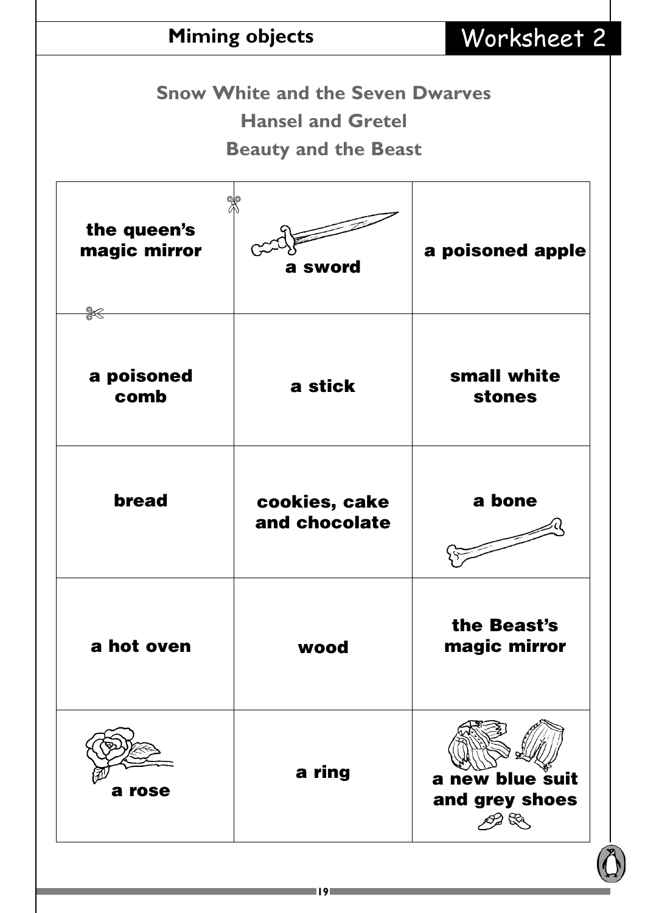## Miming objects

## Worksheet 2

**Snow White and the Seven Dwarves**

**Hansel and Gretel**

**Beauty and the Beast**

| | | |
|---|---|---|
| **the queen's magic mirror** | **a sword** | **a poisoned apple** |
| **a poisoned comb** | **a stick** | **small white stones** |
| **bread** | **cookies, cake and chocolate** | **a bone** |
| **a hot oven** | **wood** | **the Beast's magic mirror** |
| **a rose** | **a ring** | **a new blue suit and grey shoes** |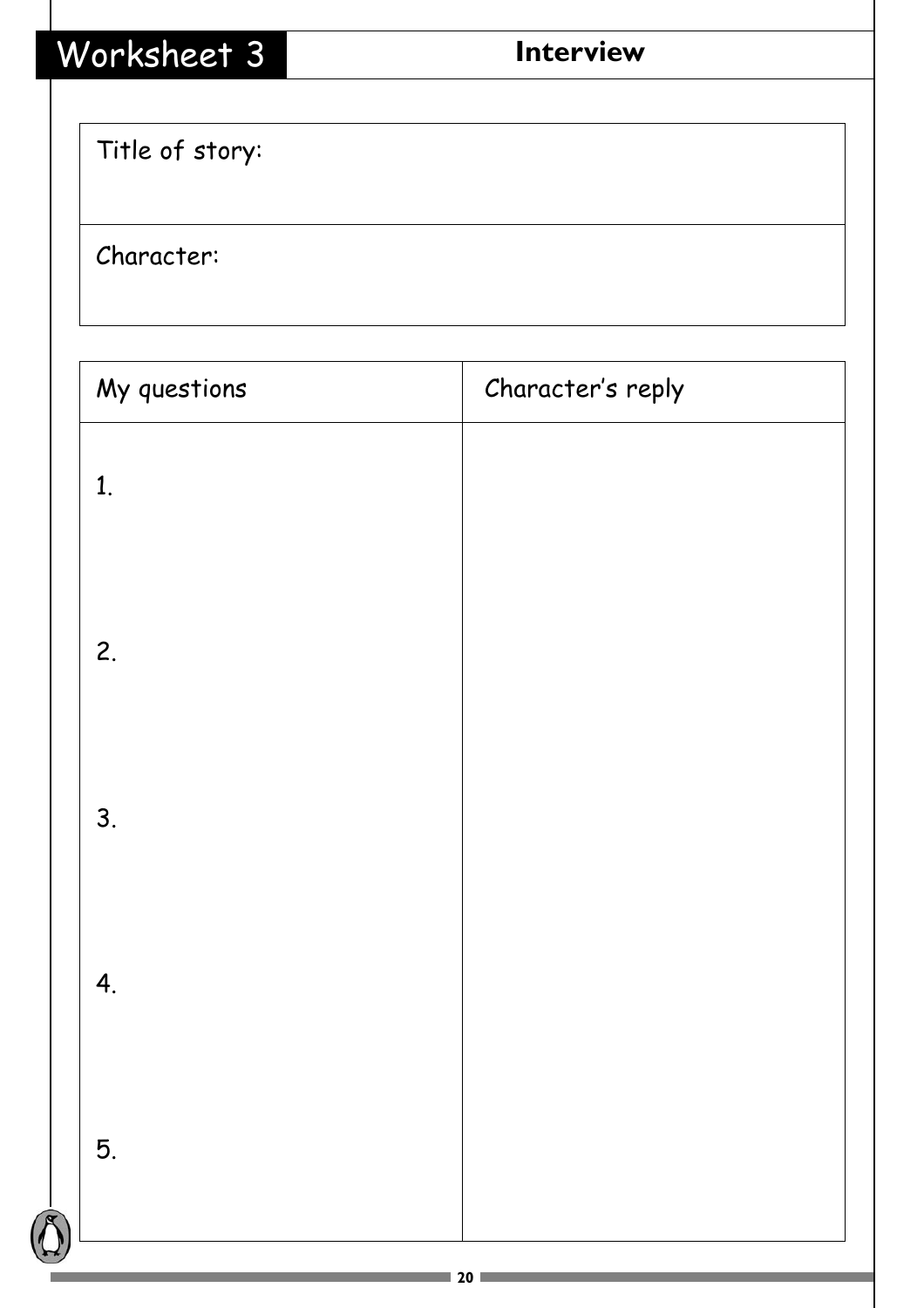# Worksheet 3

## Interview

| Title of story: |
|---|
| Character: |

| My questions | Character's reply |
|---|---|
| 1. | |
| 2. | |
| 3. | |
| 4. | |
| 5. | |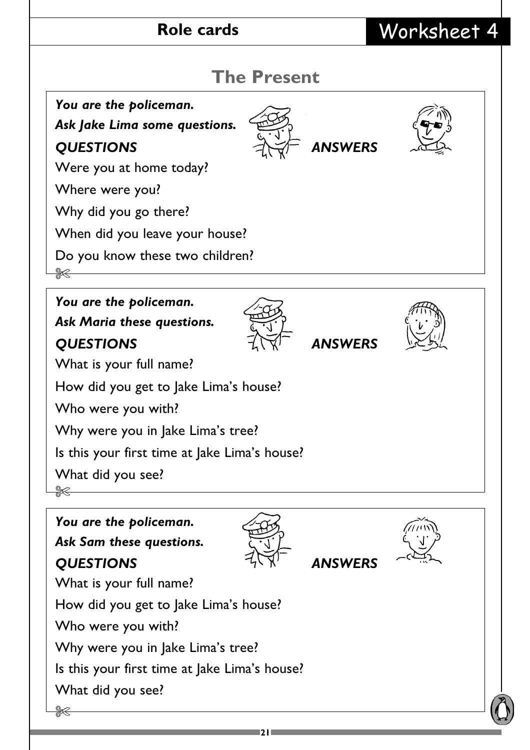**Role cards** Worksheet 4

## The Present

***You are the policeman.***
***Ask Jake Lima some questions.***

***QUESTIONS*** ***ANSWERS***

Were you at home today?

Where were you?

Why did you go there?

When did you leave your house?

Do you know these two children?

---

***You are the policeman.***
***Ask Maria these questions.***

***QUESTIONS*** ***ANSWERS***

What is your full name?

How did you get to Jake Lima's house?

Who were you with?

Why were you in Jake Lima's tree?

Is this your first time at Jake Lima's house?

What did you see?

---

***You are the policeman.***
***Ask Sam these questions.***

***QUESTIONS*** ***ANSWERS***

What is your full name?

How did you get to Jake Lima's house?

Who were you with?

Why were you in Jake Lima's tree?

Is this your first time at Jake Lima's house?

What did you see?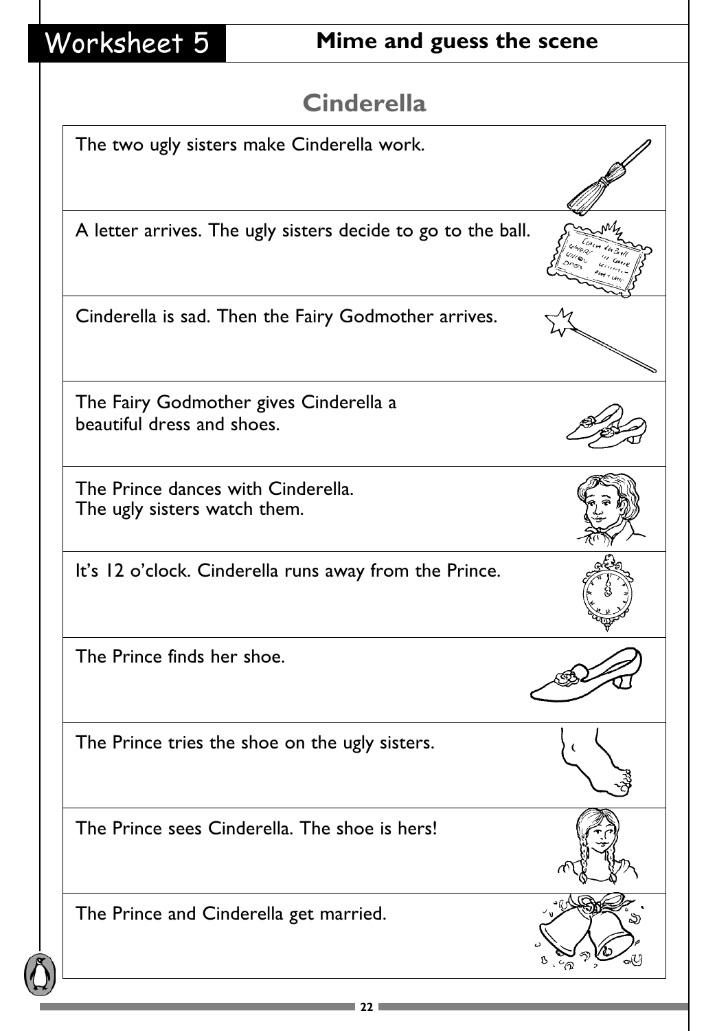# Worksheet 5

## Mime and guess the scene

### Cinderella

| |
|---|
| The two ugly sisters make Cinderella work. |
| A letter arrives. The ugly sisters decide to go to the ball. |
| Cinderella is sad. Then the Fairy Godmother arrives. |
| The Fairy Godmother gives Cinderella a beautiful dress and shoes. |
| The Prince dances with Cinderella. The ugly sisters watch them. |
| It's 12 o'clock. Cinderella runs away from the Prince. |
| The Prince finds her shoe. |
| The Prince tries the shoe on the ugly sisters. |
| The Prince sees Cinderella. The shoe is hers! |
| The Prince and Cinderella get married. |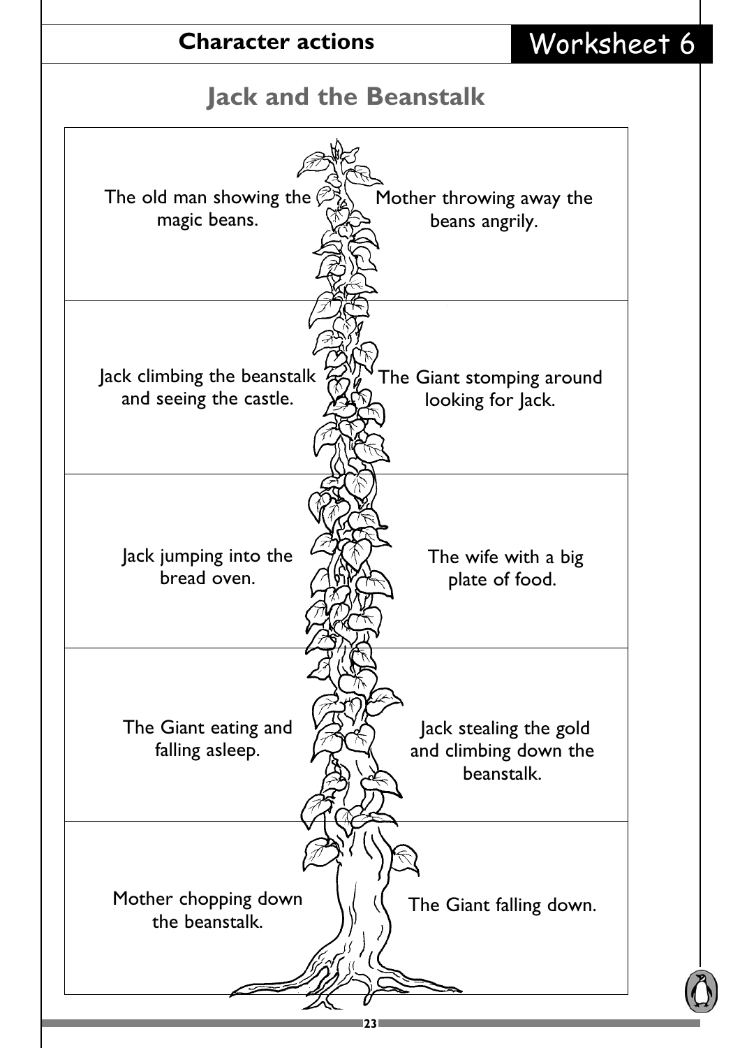**Character actions** | Worksheet 6

## Jack and the Beanstalk

| | |
|---|---|
| The old man showing the magic beans. | Mother throwing away the beans angrily. |
| Jack climbing the beanstalk and seeing the castle. | The Giant stomping around looking for Jack. |
| Jack jumping into the bread oven. | The wife with a big plate of food. |
| The Giant eating and falling asleep. | Jack stealing the gold and climbing down the beanstalk. |
| Mother chopping down the beanstalk. | The Giant falling down. |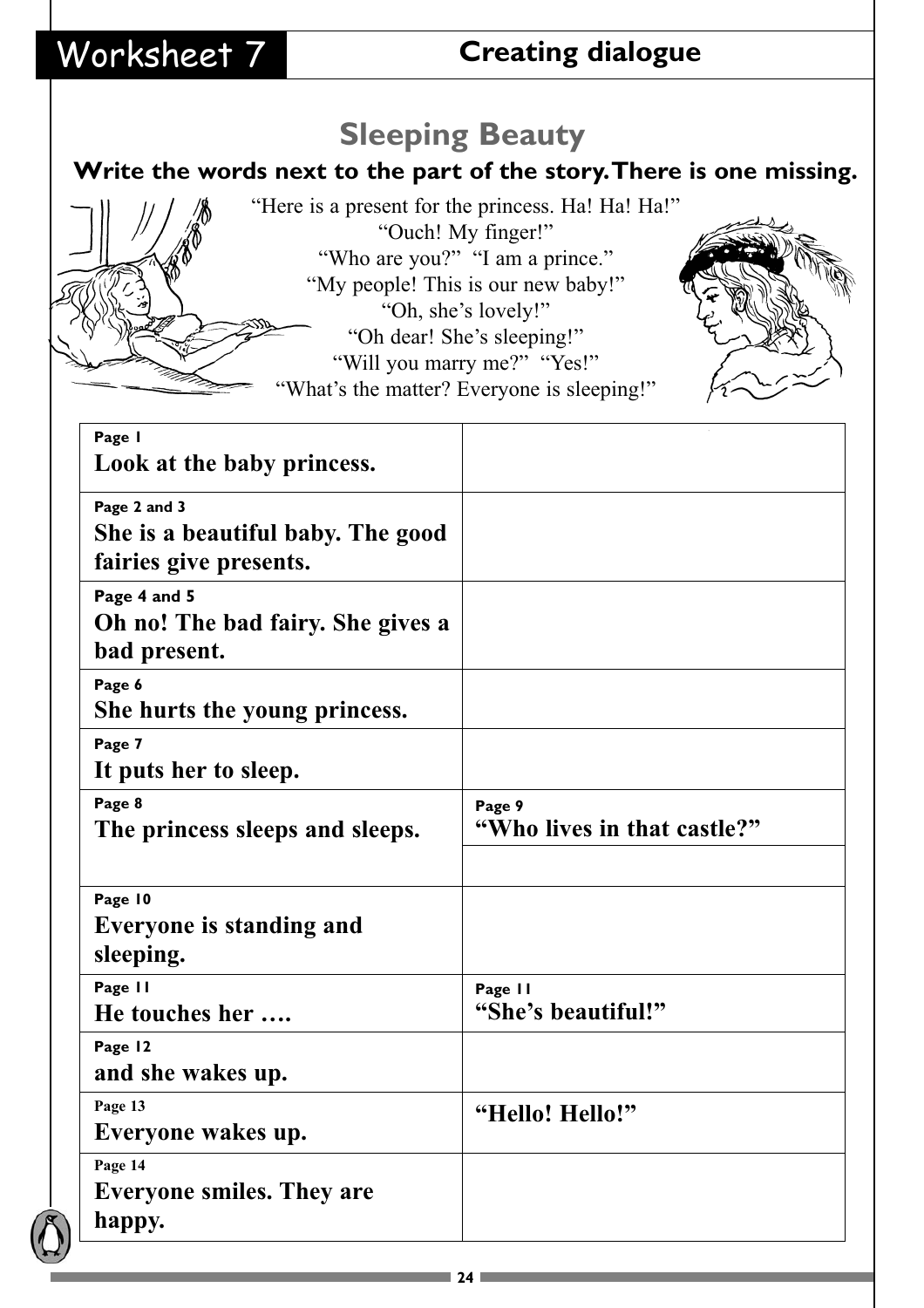# Worksheet 7

## Creating dialogue

### Sleeping Beauty

**Write the words next to the part of the story. There is one missing.**

"Here is a present for the princess. Ha! Ha! Ha!"
"Ouch! My finger!"
"Who are you?" "I am a prince."
"My people! This is our new baby!"
"Oh, she's lovely!"
"Oh dear! She's sleeping!"
"Will you marry me?" "Yes!"
"What's the matter? Everyone is sleeping!"

| | |
|---|---|
| Page 1<br>**Look at the baby princess.** | |
| Page 2 and 3<br>**She is a beautiful baby. The good fairies give presents.** | |
| Page 4 and 5<br>**Oh no! The bad fairy. She gives a bad present.** | |
| Page 6<br>**She hurts the young princess.** | |
| Page 7<br>**It puts her to sleep.** | |
| Page 8<br>**The princess sleeps and sleeps.** | Page 9<br>**"Who lives in that castle?"** |
| | |
| Page 10<br>**Everyone is standing and sleeping.** | |
| Page 11<br>**He touches her ….** | Page 11<br>**"She's beautiful!"** |
| Page 12<br>**and she wakes up.** | |
| Page 13<br>**Everyone wakes up.** | **"Hello! Hello!"** |
| Page 14<br>**Everyone smiles. They are happy.** | |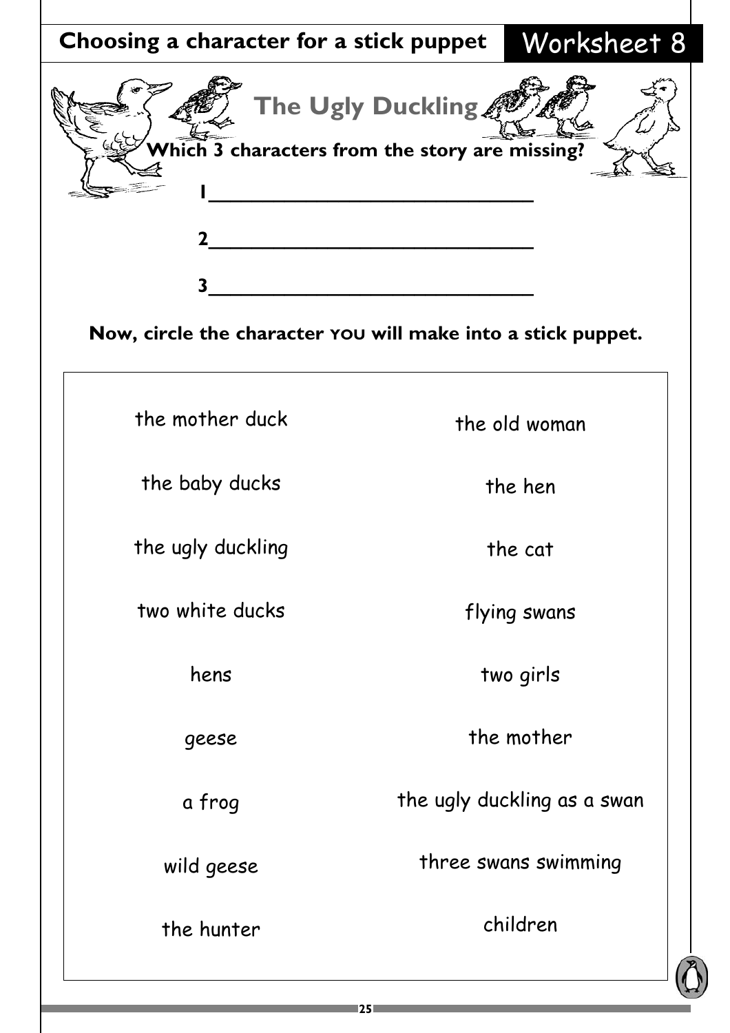## Choosing a character for a stick puppet — Worksheet 8

# The Ugly Duckling

**Which 3 characters from the story are missing?**

1 ______________________________

2 ______________________________

3 ______________________________

**Now, circle the character YOU will make into a stick puppet.**

| | |
|---|---|
| the mother duck | the old woman |
| the baby ducks | the hen |
| the ugly duckling | the cat |
| two white ducks | flying swans |
| hens | two girls |
| geese | the mother |
| a frog | the ugly duckling as a swan |
| wild geese | three swans swimming |
| the hunter | children |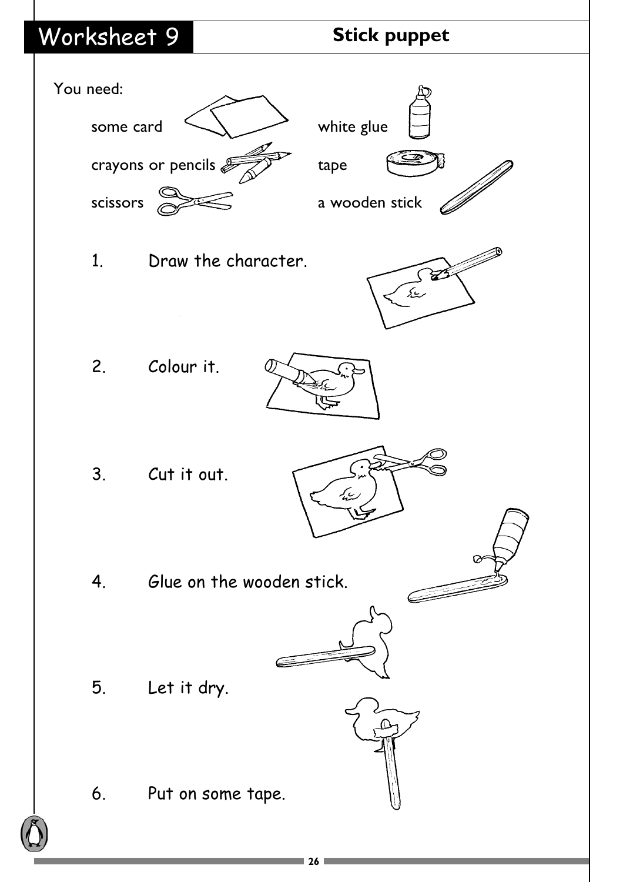# Worksheet 9

## Stick puppet

You need:

- some card
- white glue
- crayons or pencils
- tape
- scissors
- a wooden stick

1. Draw the character.
2. Colour it.
3. Cut it out.
4. Glue on the wooden stick.
5. Let it dry.
6. Put on some tape.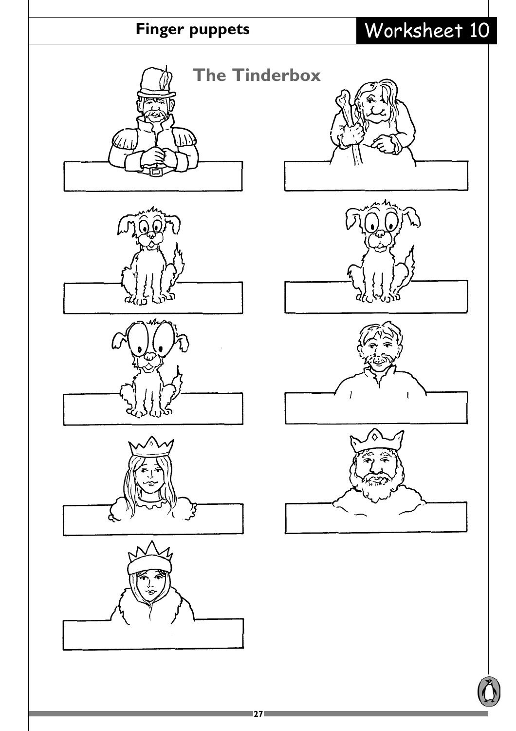# Finger puppets

## Worksheet 10

### The Tinderbox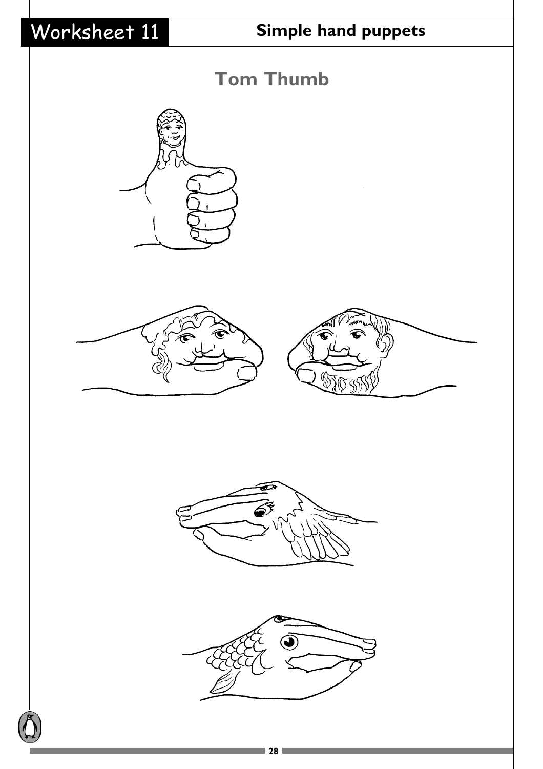# Worksheet 11

## Simple hand puppets

### Tom Thumb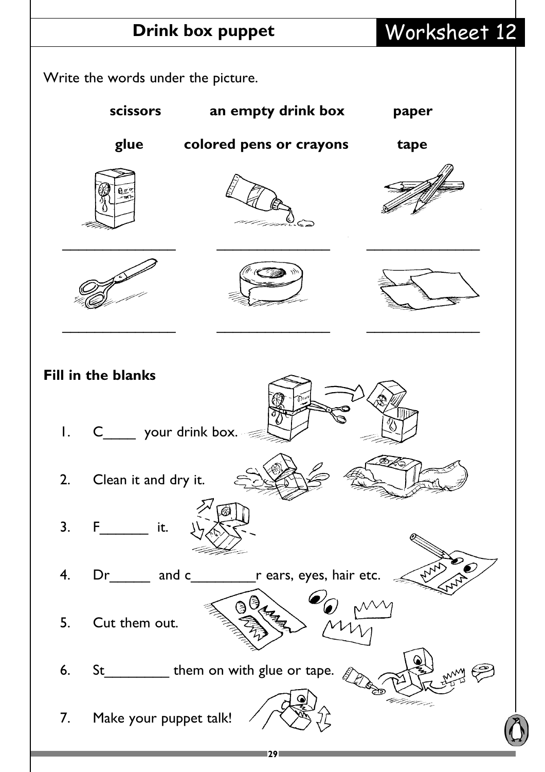## Drink box puppet

# Worksheet 12

Write the words under the picture.

**scissors** **an empty drink box** **paper**

**glue** **colored pens or crayons** **tape**

________________ ________________ ________________

________________ ________________ ________________

**Fill in the blanks**

1. C____ your drink box.
2. Clean it and dry it.
3. F______ it.
4. Dr_____ and c________r ears, eyes, hair etc.
5. Cut them out.
6. St________ them on with glue or tape.
7. Make your puppet talk!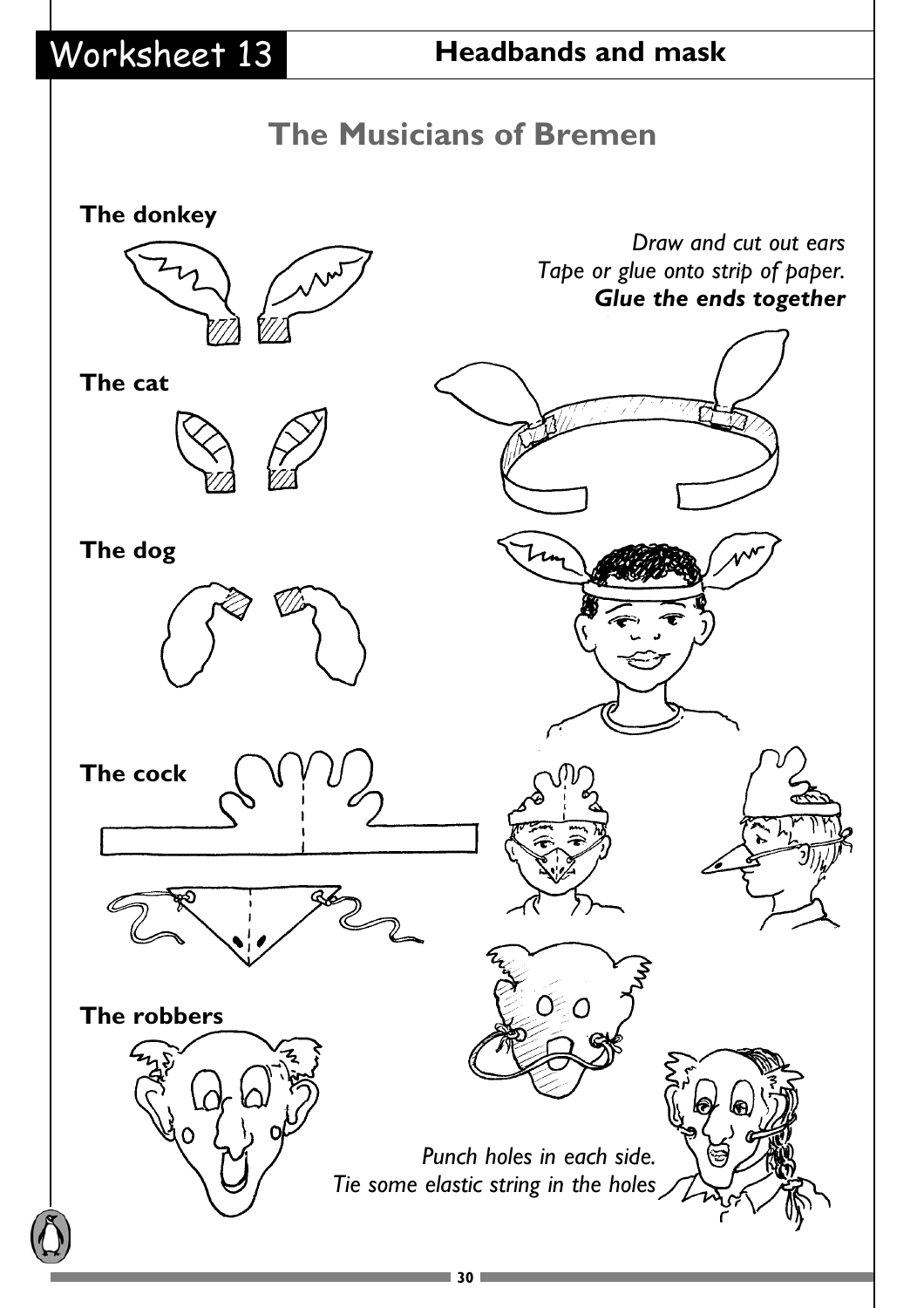## Worksheet 13 — Headbands and mask

# The Musicians of Bremen

**The donkey**

*Draw and cut out ears*
*Tape or glue onto strip of paper.*
***Glue the ends together***

**The cat**

**The dog**

**The cock**

**The robbers**

*Punch holes in each side.*
*Tie some elastic string in the holes*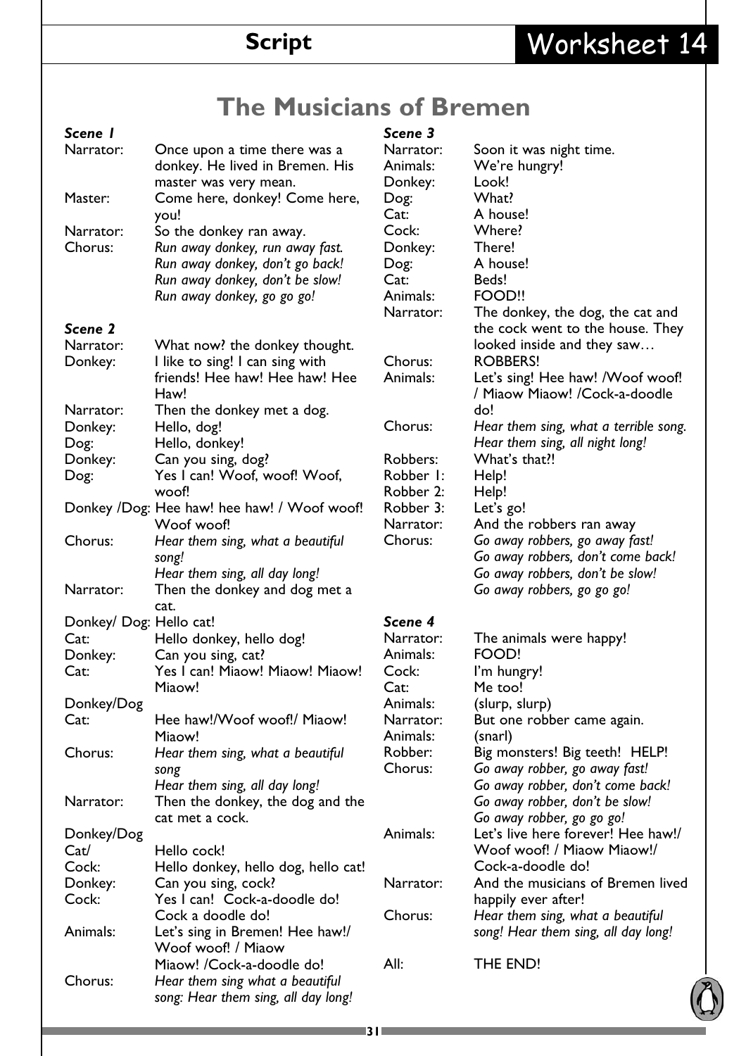# The Musicians of Bremen

### *Scene 1*

Narrator: Once upon a time there was a donkey. He lived in Bremen. His master was very mean.

Master: Come here, donkey! Come here, you!

Narrator: So the donkey ran away.

Chorus: *Run away donkey, run away fast.*
*Run away donkey, don't go back!*
*Run away donkey, don't be slow!*
*Run away donkey, go go go!*

### *Scene 2*

Narrator: What now? the donkey thought.

Donkey: I like to sing! I can sing with friends! Hee haw! Hee haw! Hee Haw!

Narrator: Then the donkey met a dog.

Donkey: Hello, dog!

Dog: Hello, donkey!

Donkey: Can you sing, dog?

Dog: Yes I can! Woof, woof! Woof, woof!

Donkey /Dog: Hee haw! hee haw! / Woof woof! Woof woof!

Chorus: *Hear them sing, what a beautiful song!*
*Hear them sing, all day long!*

Narrator: Then the donkey and dog met a cat.

Donkey/ Dog: Hello cat!

Cat: Hello donkey, hello dog!

Donkey: Can you sing, cat?

Cat: Yes I can! Miaow! Miaow! Miaow! Miaow!

Donkey/Dog Cat: Hee haw!/Woof woof!/ Miaow! Miaow!

Chorus: *Hear them sing, what a beautiful song*
*Hear them sing, all day long!*

Narrator: Then the donkey, the dog and the cat met a cock.

Donkey/Dog Cat/ Hello cock!

Cock: Hello donkey, hello dog, hello cat!

Donkey: Can you sing, cock?

Cock: Yes I can! Cock-a-doodle do! Cock a doodle do!

Animals: Let's sing in Bremen! Hee haw!/ Woof woof! / Miaow Miaow! /Cock-a-doodle do!

Chorus: *Hear them sing what a beautiful song: Hear them sing, all day long!*

### *Scene 3*

Narrator: Soon it was night time.

Animals: We're hungry!

Donkey: Look!

Dog: What?

Cat: A house!

Cock: Where?

Donkey: There!

Dog: A house!

Cat: Beds!

Animals: FOOD!!

Narrator: The donkey, the dog, the cat and the cock went to the house. They looked inside and they saw…

Chorus: ROBBERS!

Animals: Let's sing! Hee haw! /Woof woof! / Miaow Miaow! /Cock-a-doodle do!

Chorus: *Hear them sing, what a terrible song.*
*Hear them sing, all night long!*

Robbers: What's that?!

Robber 1: Help!

Robber 2: Help!

Robber 3: Let's go!

Narrator: And the robbers ran away

Chorus: *Go away robbers, go away fast!*
*Go away robbers, don't come back!*
*Go away robbers, don't be slow!*
*Go away robbers, go go go!*

### *Scene 4*

Narrator: The animals were happy!

Animals: FOOD!

Cock: I'm hungry!

Cat: Me too!

Animals: (slurp, slurp)

Narrator: But one robber came again.

Animals: (snarl)

Robber: Big monsters! Big teeth! HELP!

Chorus: *Go away robber, go away fast!*
*Go away robber, don't come back!*
*Go away robber, don't be slow!*
*Go away robber, go go go!*

Animals: Let's live here forever! Hee haw!/ Woof woof! / Miaow Miaow!/ Cock-a-doodle do!

Narrator: And the musicians of Bremen lived happily ever after!

Chorus: *Hear them sing, what a beautiful song! Hear them sing, all day long!*

All: THE END!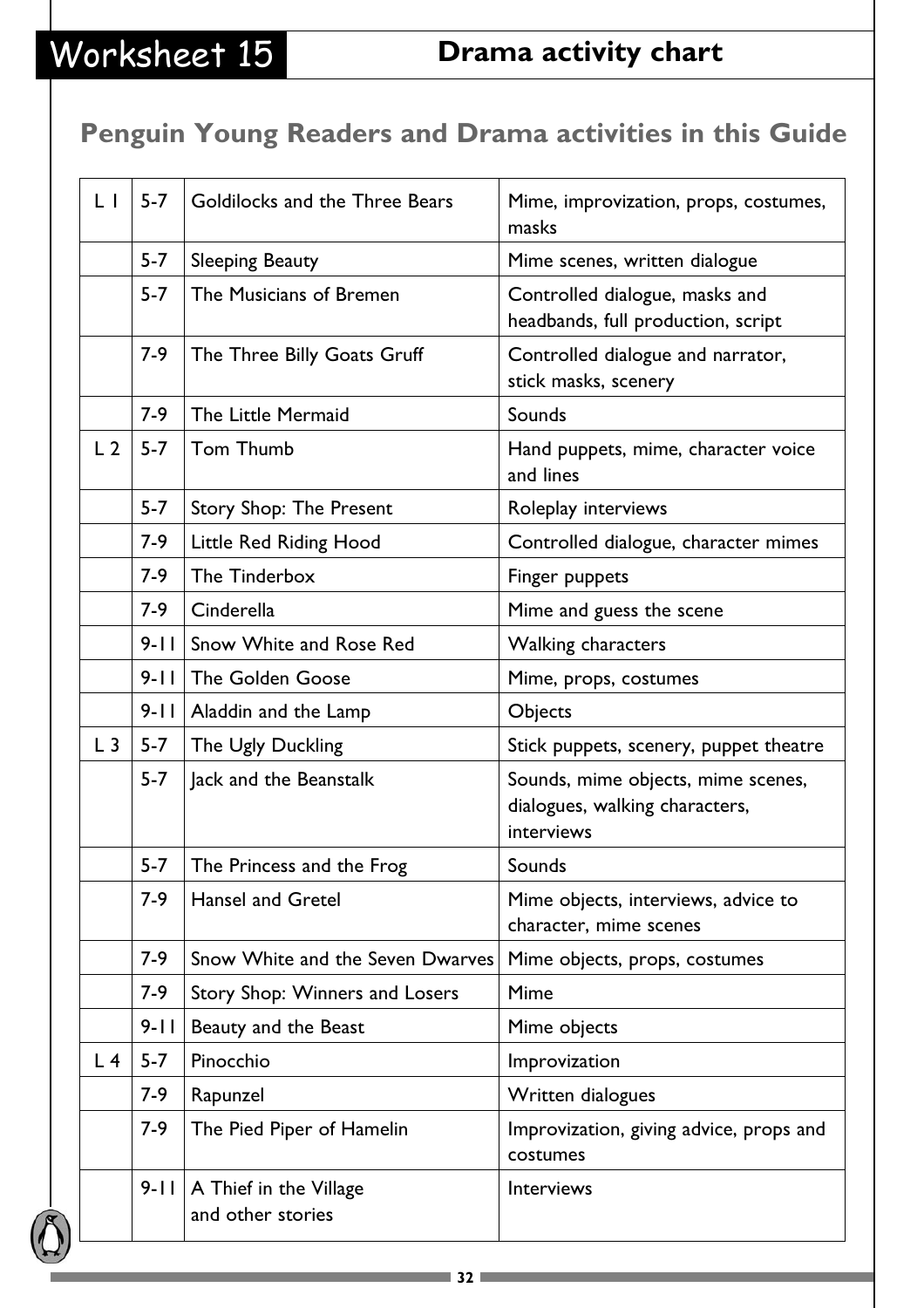# Worksheet 15 Drama activity chart

## Penguin Young Readers and Drama activities in this Guide

| | | | |
|---|---|---|---|
| L 1 | 5-7 | Goldilocks and the Three Bears | Mime, improvization, props, costumes, masks |
| | 5-7 | Sleeping Beauty | Mime scenes, written dialogue |
| | 5-7 | The Musicians of Bremen | Controlled dialogue, masks and headbands, full production, script |
| | 7-9 | The Three Billy Goats Gruff | Controlled dialogue and narrator, stick masks, scenery |
| | 7-9 | The Little Mermaid | Sounds |
| L 2 | 5-7 | Tom Thumb | Hand puppets, mime, character voice and lines |
| | 5-7 | Story Shop: The Present | Roleplay interviews |
| | 7-9 | Little Red Riding Hood | Controlled dialogue, character mimes |
| | 7-9 | The Tinderbox | Finger puppets |
| | 7-9 | Cinderella | Mime and guess the scene |
| | 9-11 | Snow White and Rose Red | Walking characters |
| | 9-11 | The Golden Goose | Mime, props, costumes |
| | 9-11 | Aladdin and the Lamp | Objects |
| L 3 | 5-7 | The Ugly Duckling | Stick puppets, scenery, puppet theatre |
| | 5-7 | Jack and the Beanstalk | Sounds, mime objects, mime scenes, dialogues, walking characters, interviews |
| | 5-7 | The Princess and the Frog | Sounds |
| | 7-9 | Hansel and Gretel | Mime objects, interviews, advice to character, mime scenes |
| | 7-9 | Snow White and the Seven Dwarves | Mime objects, props, costumes |
| | 7-9 | Story Shop: Winners and Losers | Mime |
| | 9-11 | Beauty and the Beast | Mime objects |
| L 4 | 5-7 | Pinocchio | Improvization |
| | 7-9 | Rapunzel | Written dialogues |
| | 7-9 | The Pied Piper of Hamelin | Improvization, giving advice, props and costumes |
| | 9-11 | A Thief in the Village and other stories | Interviews |